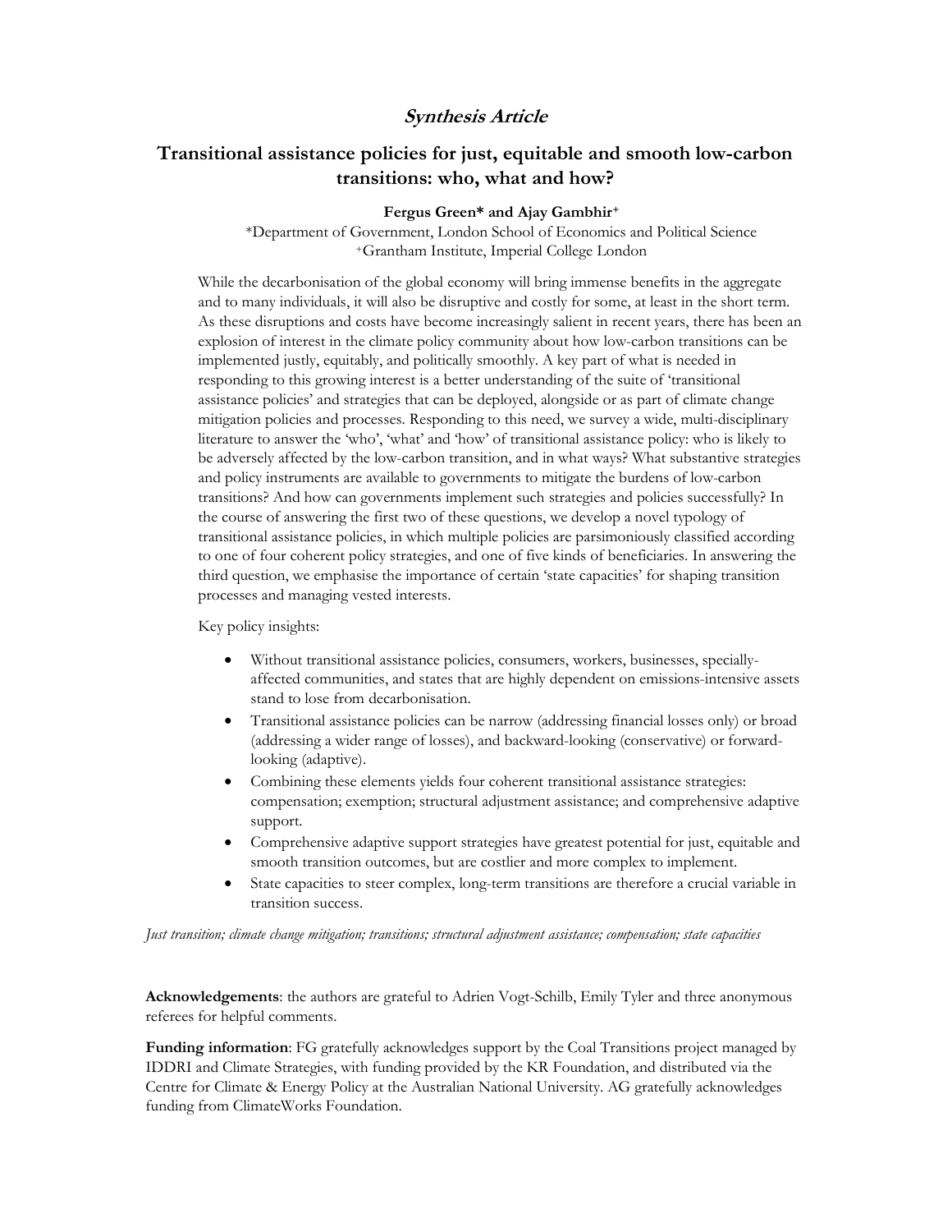# *Synthesis Article*

## Transitional assistance policies for just, equitable and smooth low-carbon transitions: who, what and how?

**Fergus Green\* and Ajay Gambhir[+]**

\*Department of Government, London School of Economics and Political Science
[+]Grantham Institute, Imperial College London

While the decarbonisation of the global economy will bring immense benefits in the aggregate and to many individuals, it will also be disruptive and costly for some, at least in the short term. As these disruptions and costs have become increasingly salient in recent years, there has been an explosion of interest in the climate policy community about how low-carbon transitions can be implemented justly, equitably, and politically smoothly. A key part of what is needed in responding to this growing interest is a better understanding of the suite of 'transitional assistance policies' and strategies that can be deployed, alongside or as part of climate change mitigation policies and processes. Responding to this need, we survey a wide, multi-disciplinary literature to answer the 'who', 'what' and 'how' of transitional assistance policy: who is likely to be adversely affected by the low-carbon transition, and in what ways? What substantive strategies and policy instruments are available to governments to mitigate the burdens of low-carbon transitions? And how can governments implement such strategies and policies successfully? In the course of answering the first two of these questions, we develop a novel typology of transitional assistance policies, in which multiple policies are parsimoniously classified according to one of four coherent policy strategies, and one of five kinds of beneficiaries. In answering the third question, we emphasise the importance of certain 'state capacities' for shaping transition processes and managing vested interests.

Key policy insights:

- Without transitional assistance policies, consumers, workers, businesses, specially-affected communities, and states that are highly dependent on emissions-intensive assets stand to lose from decarbonisation.
- Transitional assistance policies can be narrow (addressing financial losses only) or broad (addressing a wider range of losses), and backward-looking (conservative) or forward-looking (adaptive).
- Combining these elements yields four coherent transitional assistance strategies: compensation; exemption; structural adjustment assistance; and comprehensive adaptive support.
- Comprehensive adaptive support strategies have greatest potential for just, equitable and smooth transition outcomes, but are costlier and more complex to implement.
- State capacities to steer complex, long-term transitions are therefore a crucial variable in transition success.

*Just transition; climate change mitigation; transitions; structural adjustment assistance; compensation; state capacities*

**Acknowledgements**: the authors are grateful to Adrien Vogt-Schilb, Emily Tyler and three anonymous referees for helpful comments.

**Funding information**: FG gratefully acknowledges support by the Coal Transitions project managed by IDDRI and Climate Strategies, with funding provided by the KR Foundation, and distributed via the Centre for Climate & Energy Policy at the Australian National University. AG gratefully acknowledges funding from ClimateWorks Foundation.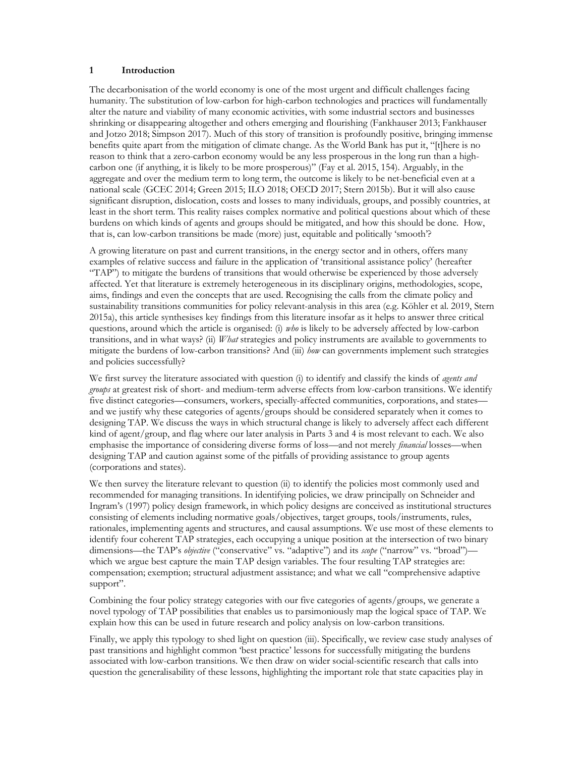## 1 Introduction

The decarbonisation of the world economy is one of the most urgent and difficult challenges facing humanity. The substitution of low-carbon for high-carbon technologies and practices will fundamentally alter the nature and viability of many economic activities, with some industrial sectors and businesses shrinking or disappearing altogether and others emerging and flourishing (Fankhauser 2013; Fankhauser and Jotzo 2018; Simpson 2017). Much of this story of transition is profoundly positive, bringing immense benefits quite apart from the mitigation of climate change. As the World Bank has put it, "[t]here is no reason to think that a zero-carbon economy would be any less prosperous in the long run than a high-carbon one (if anything, it is likely to be more prosperous)" (Fay et al. 2015, 154). Arguably, in the aggregate and over the medium term to long term, the outcome is likely to be net-beneficial even at a national scale (GCEC 2014; Green 2015; ILO 2018; OECD 2017; Stern 2015b). But it will also cause significant disruption, dislocation, costs and losses to many individuals, groups, and possibly countries, at least in the short term. This reality raises complex normative and political questions about which of these burdens on which kinds of agents and groups should be mitigated, and how this should be done. How, that is, can low-carbon transitions be made (more) just, equitable and politically 'smooth'?

A growing literature on past and current transitions, in the energy sector and in others, offers many examples of relative success and failure in the application of 'transitional assistance policy' (hereafter "TAP") to mitigate the burdens of transitions that would otherwise be experienced by those adversely affected. Yet that literature is extremely heterogeneous in its disciplinary origins, methodologies, scope, aims, findings and even the concepts that are used. Recognising the calls from the climate policy and sustainability transitions communities for policy relevant-analysis in this area (e.g. Köhler et al. 2019, Stern 2015a), this article synthesises key findings from this literature insofar as it helps to answer three critical questions, around which the article is organised: (i) *who* is likely to be adversely affected by low-carbon transitions, and in what ways? (ii) *What* strategies and policy instruments are available to governments to mitigate the burdens of low-carbon transitions? And (iii) *how* can governments implement such strategies and policies successfully?

We first survey the literature associated with question (i) to identify and classify the kinds of *agents and groups* at greatest risk of short- and medium-term adverse effects from low-carbon transitions. We identify five distinct categories—consumers, workers, specially-affected communities, corporations, and states—and we justify why these categories of agents/groups should be considered separately when it comes to designing TAP. We discuss the ways in which structural change is likely to adversely affect each different kind of agent/group, and flag where our later analysis in Parts 3 and 4 is most relevant to each. We also emphasise the importance of considering diverse forms of loss—and not merely *financial* losses—when designing TAP and caution against some of the pitfalls of providing assistance to group agents (corporations and states).

We then survey the literature relevant to question (ii) to identify the policies most commonly used and recommended for managing transitions. In identifying policies, we draw principally on Schneider and Ingram's (1997) policy design framework, in which policy designs are conceived as institutional structures consisting of elements including normative goals/objectives, target groups, tools/instruments, rules, rationales, implementing agents and structures, and causal assumptions. We use most of these elements to identify four coherent TAP strategies, each occupying a unique position at the intersection of two binary dimensions—the TAP's *objective* ("conservative" vs. "adaptive") and its *scope* ("narrow" vs. "broad")—which we argue best capture the main TAP design variables. The four resulting TAP strategies are: compensation; exemption; structural adjustment assistance; and what we call "comprehensive adaptive support".

Combining the four policy strategy categories with our five categories of agents/groups, we generate a novel typology of TAP possibilities that enables us to parsimoniously map the logical space of TAP. We explain how this can be used in future research and policy analysis on low-carbon transitions.

Finally, we apply this typology to shed light on question (iii). Specifically, we review case study analyses of past transitions and highlight common 'best practice' lessons for successfully mitigating the burdens associated with low-carbon transitions. We then draw on wider social-scientific research that calls into question the generalisability of these lessons, highlighting the important role that state capacities play in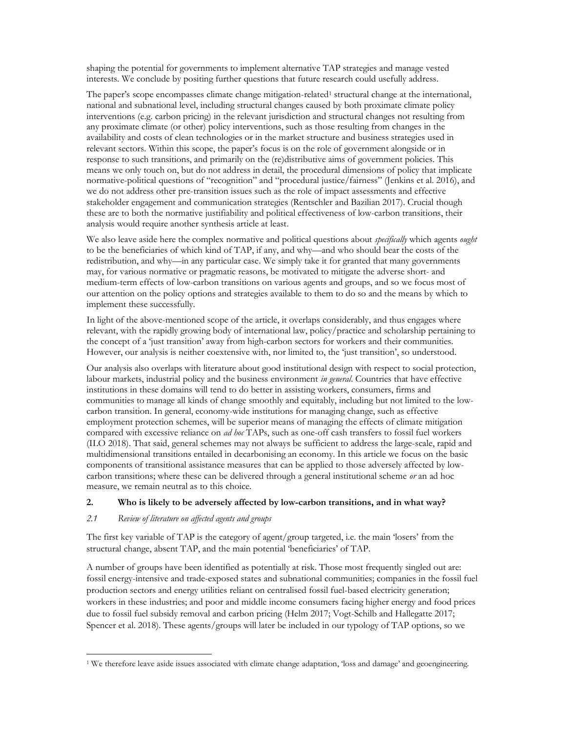shaping the potential for governments to implement alternative TAP strategies and manage vested interests. We conclude by positing further questions that future research could usefully address.

The paper's scope encompasses climate change mitigation-related[1] structural change at the international, national and subnational level, including structural changes caused by both proximate climate policy interventions (e.g. carbon pricing) in the relevant jurisdiction and structural changes not resulting from any proximate climate (or other) policy interventions, such as those resulting from changes in the availability and costs of clean technologies or in the market structure and business strategies used in relevant sectors. Within this scope, the paper's focus is on the role of government alongside or in response to such transitions, and primarily on the (re)distributive aims of government policies. This means we only touch on, but do not address in detail, the procedural dimensions of policy that implicate normative-political questions of "recognition" and "procedural justice/fairness" (Jenkins et al. 2016), and we do not address other pre-transition issues such as the role of impact assessments and effective stakeholder engagement and communication strategies (Rentschler and Bazilian 2017). Crucial though these are to both the normative justifiability and political effectiveness of low-carbon transitions, their analysis would require another synthesis article at least.

We also leave aside here the complex normative and political questions about *specifically* which agents *ought* to be the beneficiaries of which kind of TAP, if any, and why—and who should bear the costs of the redistribution, and why—in any particular case. We simply take it for granted that many governments may, for various normative or pragmatic reasons, be motivated to mitigate the adverse short- and medium-term effects of low-carbon transitions on various agents and groups, and so we focus most of our attention on the policy options and strategies available to them to do so and the means by which to implement these successfully.

In light of the above-mentioned scope of the article, it overlaps considerably, and thus engages where relevant, with the rapidly growing body of international law, policy/practice and scholarship pertaining to the concept of a 'just transition' away from high-carbon sectors for workers and their communities. However, our analysis is neither coextensive with, nor limited to, the 'just transition', so understood.

Our analysis also overlaps with literature about good institutional design with respect to social protection, labour markets, industrial policy and the business environment *in general*. Countries that have effective institutions in these domains will tend to do better in assisting workers, consumers, firms and communities to manage all kinds of change smoothly and equitably, including but not limited to the low-carbon transition. In general, economy-wide institutions for managing change, such as effective employment protection schemes, will be superior means of managing the effects of climate mitigation compared with excessive reliance on *ad hoc* TAPs, such as one-off cash transfers to fossil fuel workers (ILO 2018). That said, general schemes may not always be sufficient to address the large-scale, rapid and multidimensional transitions entailed in decarbonising an economy. In this article we focus on the basic components of transitional assistance measures that can be applied to those adversely affected by low-carbon transitions; where these can be delivered through a general institutional scheme *or* an ad hoc measure, we remain neutral as to this choice.

## 2. Who is likely to be adversely affected by low-carbon transitions, and in what way?

### *2.1 Review of literature on affected agents and groups*

The first key variable of TAP is the category of agent/group targeted, i.e. the main 'losers' from the structural change, absent TAP, and the main potential 'beneficiaries' of TAP.

A number of groups have been identified as potentially at risk. Those most frequently singled out are: fossil energy-intensive and trade-exposed states and subnational communities; companies in the fossil fuel production sectors and energy utilities reliant on centralised fossil fuel-based electricity generation; workers in these industries; and poor and middle income consumers facing higher energy and food prices due to fossil fuel subsidy removal and carbon pricing (Helm 2017; Vogt-Schilb and Hallegatte 2017; Spencer et al. 2018). These agents/groups will later be included in our typology of TAP options, so we

[1] We therefore leave aside issues associated with climate change adaptation, 'loss and damage' and geoengineering.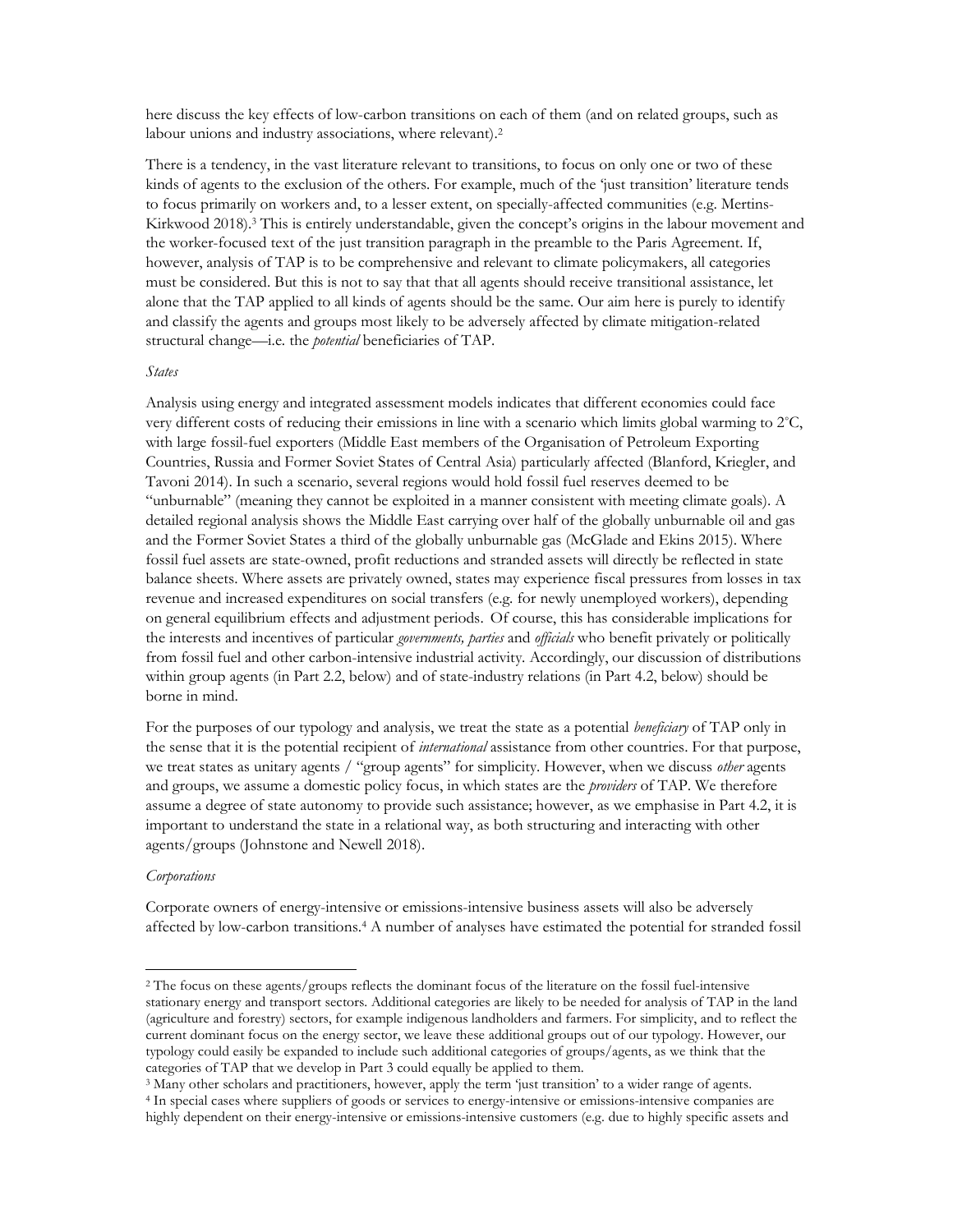here discuss the key effects of low-carbon transitions on each of them (and on related groups, such as labour unions and industry associations, where relevant).[2]

There is a tendency, in the vast literature relevant to transitions, to focus on only one or two of these kinds of agents to the exclusion of the others. For example, much of the 'just transition' literature tends to focus primarily on workers and, to a lesser extent, on specially-affected communities (e.g. Mertins-Kirkwood 2018).[3] This is entirely understandable, given the concept's origins in the labour movement and the worker-focused text of the just transition paragraph in the preamble to the Paris Agreement. If, however, analysis of TAP is to be comprehensive and relevant to climate policymakers, all categories must be considered. But this is not to say that that all agents should receive transitional assistance, let alone that the TAP applied to all kinds of agents should be the same. Our aim here is purely to identify and classify the agents and groups most likely to be adversely affected by climate mitigation-related structural change—i.e. the *potential* beneficiaries of TAP.

*States*

Analysis using energy and integrated assessment models indicates that different economies could face very different costs of reducing their emissions in line with a scenario which limits global warming to 2°C, with large fossil-fuel exporters (Middle East members of the Organisation of Petroleum Exporting Countries, Russia and Former Soviet States of Central Asia) particularly affected (Blanford, Kriegler, and Tavoni 2014). In such a scenario, several regions would hold fossil fuel reserves deemed to be "unburnable" (meaning they cannot be exploited in a manner consistent with meeting climate goals). A detailed regional analysis shows the Middle East carrying over half of the globally unburnable oil and gas and the Former Soviet States a third of the globally unburnable gas (McGlade and Ekins 2015). Where fossil fuel assets are state-owned, profit reductions and stranded assets will directly be reflected in state balance sheets. Where assets are privately owned, states may experience fiscal pressures from losses in tax revenue and increased expenditures on social transfers (e.g. for newly unemployed workers), depending on general equilibrium effects and adjustment periods. Of course, this has considerable implications for the interests and incentives of particular *governments, parties* and *officials* who benefit privately or politically from fossil fuel and other carbon-intensive industrial activity. Accordingly, our discussion of distributions within group agents (in Part 2.2, below) and of state-industry relations (in Part 4.2, below) should be borne in mind.

For the purposes of our typology and analysis, we treat the state as a potential *beneficiary* of TAP only in the sense that it is the potential recipient of *international* assistance from other countries. For that purpose, we treat states as unitary agents / "group agents" for simplicity. However, when we discuss *other* agents and groups, we assume a domestic policy focus, in which states are the *providers* of TAP. We therefore assume a degree of state autonomy to provide such assistance; however, as we emphasise in Part 4.2, it is important to understand the state in a relational way, as both structuring and interacting with other agents/groups (Johnstone and Newell 2018).

*Corporations*

Corporate owners of energy-intensive or emissions-intensive business assets will also be adversely affected by low-carbon transitions.[4] A number of analyses have estimated the potential for stranded fossil

---

[2] The focus on these agents/groups reflects the dominant focus of the literature on the fossil fuel-intensive stationary energy and transport sectors. Additional categories are likely to be needed for analysis of TAP in the land (agriculture and forestry) sectors, for example indigenous landholders and farmers. For simplicity, and to reflect the current dominant focus on the energy sector, we leave these additional groups out of our typology. However, our typology could easily be expanded to include such additional categories of groups/agents, as we think that the categories of TAP that we develop in Part 3 could equally be applied to them.

[3] Many other scholars and practitioners, however, apply the term 'just transition' to a wider range of agents.

[4] In special cases where suppliers of goods or services to energy-intensive or emissions-intensive companies are highly dependent on their energy-intensive or emissions-intensive customers (e.g. due to highly specific assets and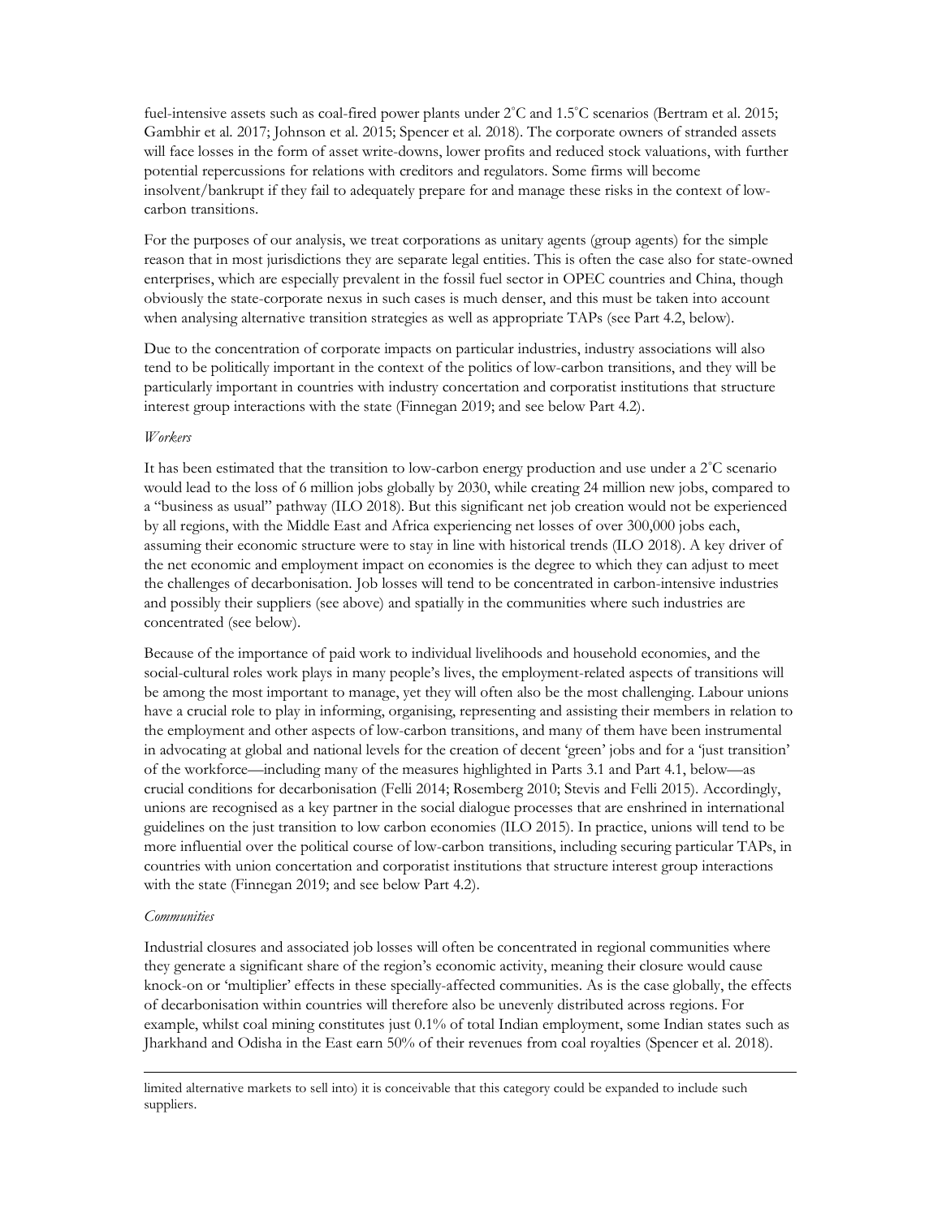fuel-intensive assets such as coal-fired power plants under 2˚C and 1.5˚C scenarios (Bertram et al. 2015; Gambhir et al. 2017; Johnson et al. 2015; Spencer et al. 2018). The corporate owners of stranded assets will face losses in the form of asset write-downs, lower profits and reduced stock valuations, with further potential repercussions for relations with creditors and regulators. Some firms will become insolvent/bankrupt if they fail to adequately prepare for and manage these risks in the context of low-carbon transitions.

For the purposes of our analysis, we treat corporations as unitary agents (group agents) for the simple reason that in most jurisdictions they are separate legal entities. This is often the case also for state-owned enterprises, which are especially prevalent in the fossil fuel sector in OPEC countries and China, though obviously the state-corporate nexus in such cases is much denser, and this must be taken into account when analysing alternative transition strategies as well as appropriate TAPs (see Part 4.2, below).

Due to the concentration of corporate impacts on particular industries, industry associations will also tend to be politically important in the context of the politics of low-carbon transitions, and they will be particularly important in countries with industry concertation and corporatist institutions that structure interest group interactions with the state (Finnegan 2019; and see below Part 4.2).

*Workers*

It has been estimated that the transition to low-carbon energy production and use under a 2˚C scenario would lead to the loss of 6 million jobs globally by 2030, while creating 24 million new jobs, compared to a "business as usual" pathway (ILO 2018). But this significant net job creation would not be experienced by all regions, with the Middle East and Africa experiencing net losses of over 300,000 jobs each, assuming their economic structure were to stay in line with historical trends (ILO 2018). A key driver of the net economic and employment impact on economies is the degree to which they can adjust to meet the challenges of decarbonisation. Job losses will tend to be concentrated in carbon-intensive industries and possibly their suppliers (see above) and spatially in the communities where such industries are concentrated (see below).

Because of the importance of paid work to individual livelihoods and household economies, and the social-cultural roles work plays in many people's lives, the employment-related aspects of transitions will be among the most important to manage, yet they will often also be the most challenging. Labour unions have a crucial role to play in informing, organising, representing and assisting their members in relation to the employment and other aspects of low-carbon transitions, and many of them have been instrumental in advocating at global and national levels for the creation of decent 'green' jobs and for a 'just transition' of the workforce—including many of the measures highlighted in Parts 3.1 and Part 4.1, below—as crucial conditions for decarbonisation (Felli 2014; Rosemberg 2010; Stevis and Felli 2015). Accordingly, unions are recognised as a key partner in the social dialogue processes that are enshrined in international guidelines on the just transition to low carbon economies (ILO 2015). In practice, unions will tend to be more influential over the political course of low-carbon transitions, including securing particular TAPs, in countries with union concertation and corporatist institutions that structure interest group interactions with the state (Finnegan 2019; and see below Part 4.2).

*Communities*

Industrial closures and associated job losses will often be concentrated in regional communities where they generate a significant share of the region's economic activity, meaning their closure would cause knock-on or 'multiplier' effects in these specially-affected communities. As is the case globally, the effects of decarbonisation within countries will therefore also be unevenly distributed across regions. For example, whilst coal mining constitutes just 0.1% of total Indian employment, some Indian states such as Jharkhand and Odisha in the East earn 50% of their revenues from coal royalties (Spencer et al. 2018).

---

limited alternative markets to sell into) it is conceivable that this category could be expanded to include such suppliers.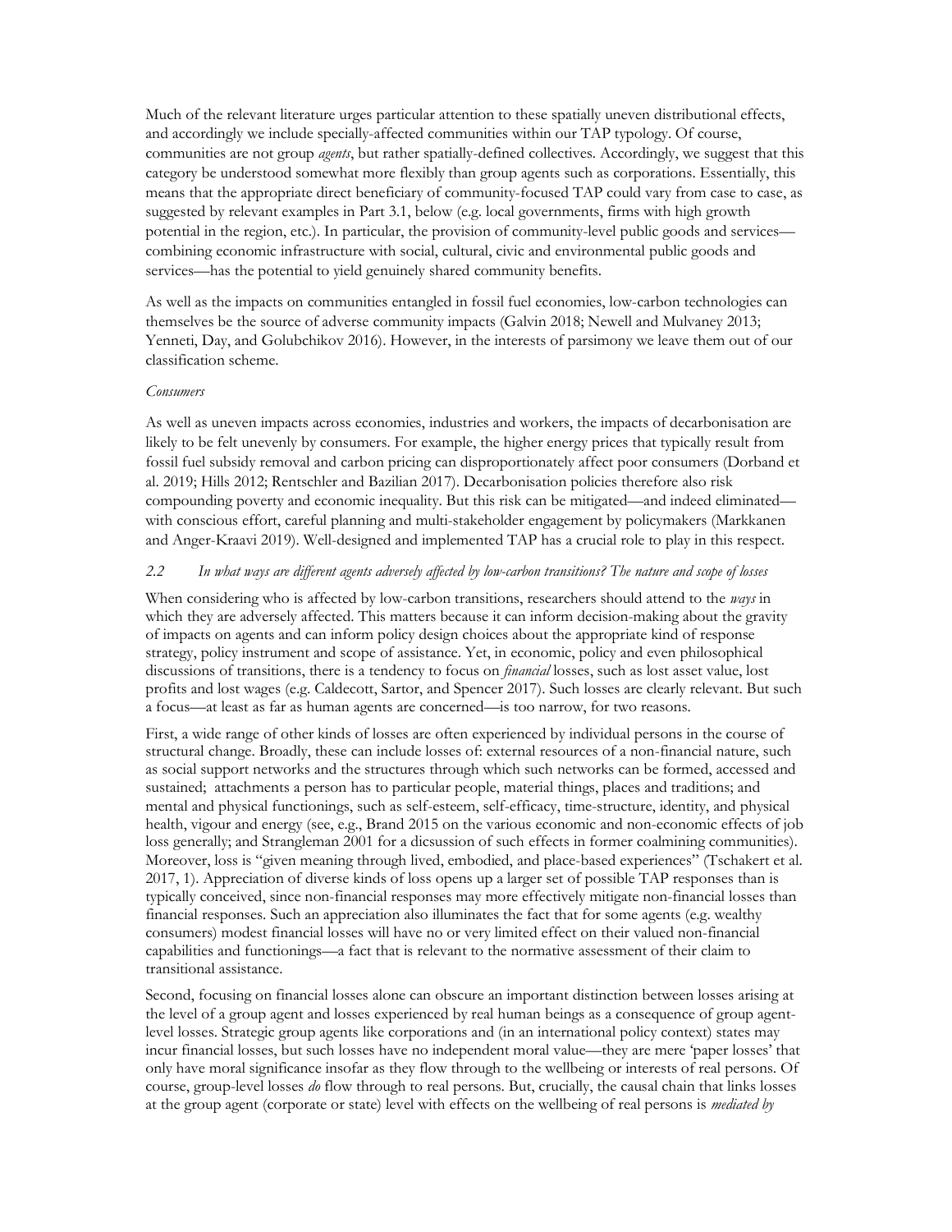Much of the relevant literature urges particular attention to these spatially uneven distributional effects, and accordingly we include specially-affected communities within our TAP typology. Of course, communities are not group *agents*, but rather spatially-defined collectives. Accordingly, we suggest that this category be understood somewhat more flexibly than group agents such as corporations. Essentially, this means that the appropriate direct beneficiary of community-focused TAP could vary from case to case, as suggested by relevant examples in Part 3.1, below (e.g. local governments, firms with high growth potential in the region, etc.). In particular, the provision of community-level public goods and services—combining economic infrastructure with social, cultural, civic and environmental public goods and services—has the potential to yield genuinely shared community benefits.

As well as the impacts on communities entangled in fossil fuel economies, low-carbon technologies can themselves be the source of adverse community impacts (Galvin 2018; Newell and Mulvaney 2013; Yenneti, Day, and Golubchikov 2016). However, in the interests of parsimony we leave them out of our classification scheme.

*Consumers*

As well as uneven impacts across economies, industries and workers, the impacts of decarbonisation are likely to be felt unevenly by consumers. For example, the higher energy prices that typically result from fossil fuel subsidy removal and carbon pricing can disproportionately affect poor consumers (Dorband et al. 2019; Hills 2012; Rentschler and Bazilian 2017). Decarbonisation policies therefore also risk compounding poverty and economic inequality. But this risk can be mitigated—and indeed eliminated—with conscious effort, careful planning and multi-stakeholder engagement by policymakers (Markkanen and Anger-Kraavi 2019). Well-designed and implemented TAP has a crucial role to play in this respect.

### *2.2 In what ways are different agents adversely affected by low-carbon transitions? The nature and scope of losses*

When considering who is affected by low-carbon transitions, researchers should attend to the *ways* in which they are adversely affected. This matters because it can inform decision-making about the gravity of impacts on agents and can inform policy design choices about the appropriate kind of response strategy, policy instrument and scope of assistance. Yet, in economic, policy and even philosophical discussions of transitions, there is a tendency to focus on *financial* losses, such as lost asset value, lost profits and lost wages (e.g. Caldecott, Sartor, and Spencer 2017). Such losses are clearly relevant. But such a focus—at least as far as human agents are concerned—is too narrow, for two reasons.

First, a wide range of other kinds of losses are often experienced by individual persons in the course of structural change. Broadly, these can include losses of: external resources of a non-financial nature, such as social support networks and the structures through which such networks can be formed, accessed and sustained; attachments a person has to particular people, material things, places and traditions; and mental and physical functionings, such as self-esteem, self-efficacy, time-structure, identity, and physical health, vigour and energy (see, e.g., Brand 2015 on the various economic and non-economic effects of job loss generally; and Strangleman 2001 for a dicsussion of such effects in former coalmining communities). Moreover, loss is "given meaning through lived, embodied, and place-based experiences" (Tschakert et al. 2017, 1). Appreciation of diverse kinds of loss opens up a larger set of possible TAP responses than is typically conceived, since non-financial responses may more effectively mitigate non-financial losses than financial responses. Such an appreciation also illuminates the fact that for some agents (e.g. wealthy consumers) modest financial losses will have no or very limited effect on their valued non-financial capabilities and functionings—a fact that is relevant to the normative assessment of their claim to transitional assistance.

Second, focusing on financial losses alone can obscure an important distinction between losses arising at the level of a group agent and losses experienced by real human beings as a consequence of group agent-level losses. Strategic group agents like corporations and (in an international policy context) states may incur financial losses, but such losses have no independent moral value—they are mere 'paper losses' that only have moral significance insofar as they flow through to the wellbeing or interests of real persons. Of course, group-level losses *do* flow through to real persons. But, crucially, the causal chain that links losses at the group agent (corporate or state) level with effects on the wellbeing of real persons is *mediated by*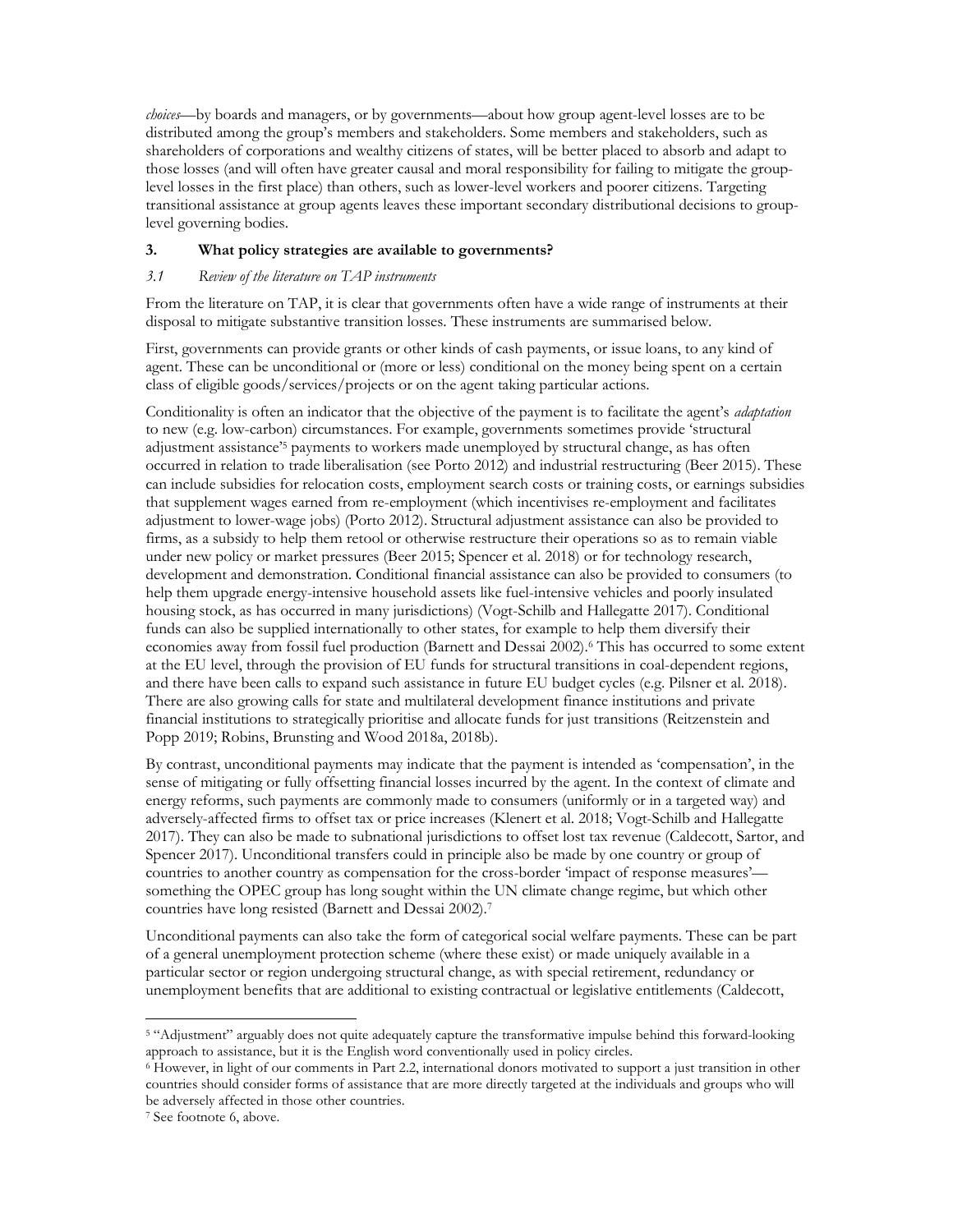*choices*—by boards and managers, or by governments—about how group agent-level losses are to be distributed among the group's members and stakeholders. Some members and stakeholders, such as shareholders of corporations and wealthy citizens of states, will be better placed to absorb and adapt to those losses (and will often have greater causal and moral responsibility for failing to mitigate the group-level losses in the first place) than others, such as lower-level workers and poorer citizens. Targeting transitional assistance at group agents leaves these important secondary distributional decisions to group-level governing bodies.

## 3. What policy strategies are available to governments?

### *3.1 Review of the literature on TAP instruments*

From the literature on TAP, it is clear that governments often have a wide range of instruments at their disposal to mitigate substantive transition losses. These instruments are summarised below.

First, governments can provide grants or other kinds of cash payments, or issue loans, to any kind of agent. These can be unconditional or (more or less) conditional on the money being spent on a certain class of eligible goods/services/projects or on the agent taking particular actions.

Conditionality is often an indicator that the objective of the payment is to facilitate the agent's *adaptation* to new (e.g. low-carbon) circumstances. For example, governments sometimes provide 'structural adjustment assistance'[5] payments to workers made unemployed by structural change, as has often occurred in relation to trade liberalisation (see Porto 2012) and industrial restructuring (Beer 2015). These can include subsidies for relocation costs, employment search costs or training costs, or earnings subsidies that supplement wages earned from re-employment (which incentivises re-employment and facilitates adjustment to lower-wage jobs) (Porto 2012). Structural adjustment assistance can also be provided to firms, as a subsidy to help them retool or otherwise restructure their operations so as to remain viable under new policy or market pressures (Beer 2015; Spencer et al. 2018) or for technology research, development and demonstration. Conditional financial assistance can also be provided to consumers (to help them upgrade energy-intensive household assets like fuel-intensive vehicles and poorly insulated housing stock, as has occurred in many jurisdictions) (Vogt-Schilb and Hallegatte 2017). Conditional funds can also be supplied internationally to other states, for example to help them diversify their economies away from fossil fuel production (Barnett and Dessai 2002).[6] This has occurred to some extent at the EU level, through the provision of EU funds for structural transitions in coal-dependent regions, and there have been calls to expand such assistance in future EU budget cycles (e.g. Pilsner et al. 2018). There are also growing calls for state and multilateral development finance institutions and private financial institutions to strategically prioritise and allocate funds for just transitions (Reitzenstein and Popp 2019; Robins, Brunsting and Wood 2018a, 2018b).

By contrast, unconditional payments may indicate that the payment is intended as 'compensation', in the sense of mitigating or fully offsetting financial losses incurred by the agent. In the context of climate and energy reforms, such payments are commonly made to consumers (uniformly or in a targeted way) and adversely-affected firms to offset tax or price increases (Klenert et al. 2018; Vogt-Schilb and Hallegatte 2017). They can also be made to subnational jurisdictions to offset lost tax revenue (Caldecott, Sartor, and Spencer 2017). Unconditional transfers could in principle also be made by one country or group of countries to another country as compensation for the cross-border 'impact of response measures'—something the OPEC group has long sought within the UN climate change regime, but which other countries have long resisted (Barnett and Dessai 2002).[7]

Unconditional payments can also take the form of categorical social welfare payments. These can be part of a general unemployment protection scheme (where these exist) or made uniquely available in a particular sector or region undergoing structural change, as with special retirement, redundancy or unemployment benefits that are additional to existing contractual or legislative entitlements (Caldecott,

---

[5] "Adjustment" arguably does not quite adequately capture the transformative impulse behind this forward-looking approach to assistance, but it is the English word conventionally used in policy circles.

[6] However, in light of our comments in Part 2.2, international donors motivated to support a just transition in other countries should consider forms of assistance that are more directly targeted at the individuals and groups who will be adversely affected in those other countries.

[7] See footnote 6, above.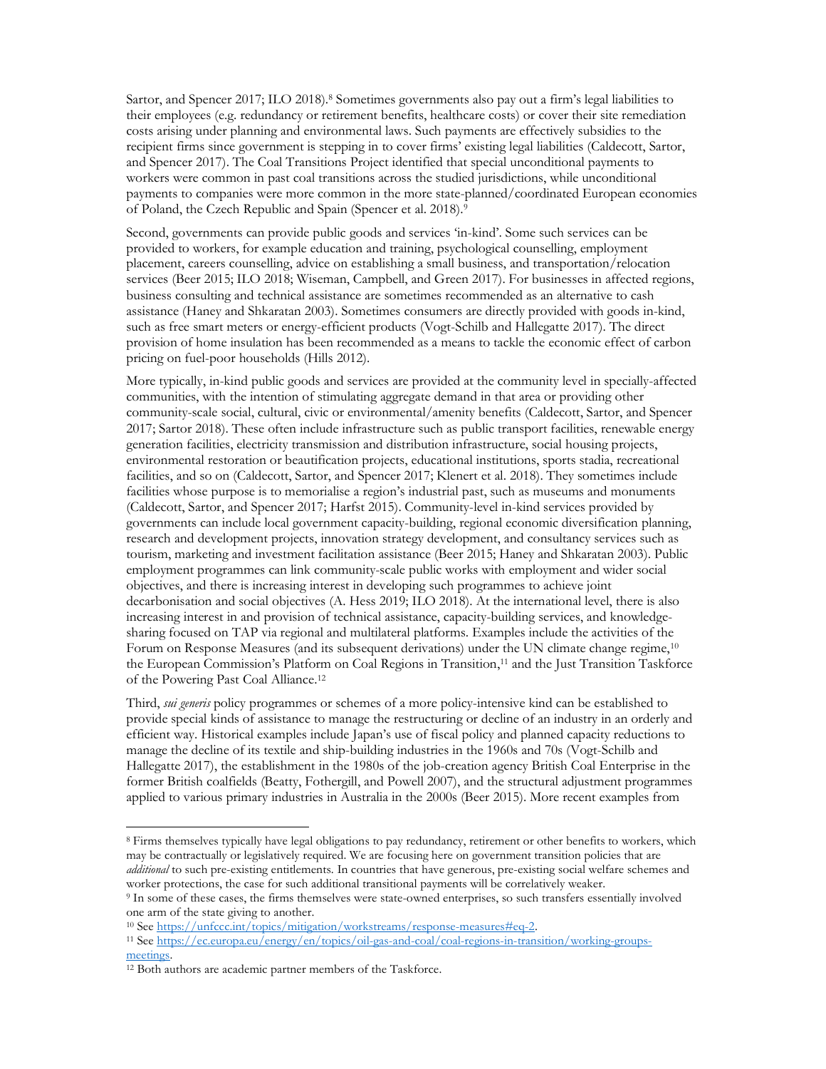Sartor, and Spencer 2017; ILO 2018).[8] Sometimes governments also pay out a firm's legal liabilities to their employees (e.g. redundancy or retirement benefits, healthcare costs) or cover their site remediation costs arising under planning and environmental laws. Such payments are effectively subsidies to the recipient firms since government is stepping in to cover firms' existing legal liabilities (Caldecott, Sartor, and Spencer 2017). The Coal Transitions Project identified that special unconditional payments to workers were common in past coal transitions across the studied jurisdictions, while unconditional payments to companies were more common in the more state-planned/coordinated European economies of Poland, the Czech Republic and Spain (Spencer et al. 2018).[9]

Second, governments can provide public goods and services 'in-kind'. Some such services can be provided to workers, for example education and training, psychological counselling, employment placement, careers counselling, advice on establishing a small business, and transportation/relocation services (Beer 2015; ILO 2018; Wiseman, Campbell, and Green 2017). For businesses in affected regions, business consulting and technical assistance are sometimes recommended as an alternative to cash assistance (Haney and Shkaratan 2003). Sometimes consumers are directly provided with goods in-kind, such as free smart meters or energy-efficient products (Vogt-Schilb and Hallegatte 2017). The direct provision of home insulation has been recommended as a means to tackle the economic effect of carbon pricing on fuel-poor households (Hills 2012).

More typically, in-kind public goods and services are provided at the community level in specially-affected communities, with the intention of stimulating aggregate demand in that area or providing other community-scale social, cultural, civic or environmental/amenity benefits (Caldecott, Sartor, and Spencer 2017; Sartor 2018). These often include infrastructure such as public transport facilities, renewable energy generation facilities, electricity transmission and distribution infrastructure, social housing projects, environmental restoration or beautification projects, educational institutions, sports stadia, recreational facilities, and so on (Caldecott, Sartor, and Spencer 2017; Klenert et al. 2018). They sometimes include facilities whose purpose is to memorialise a region's industrial past, such as museums and monuments (Caldecott, Sartor, and Spencer 2017; Harfst 2015). Community-level in-kind services provided by governments can include local government capacity-building, regional economic diversification planning, research and development projects, innovation strategy development, and consultancy services such as tourism, marketing and investment facilitation assistance (Beer 2015; Haney and Shkaratan 2003). Public employment programmes can link community-scale public works with employment and wider social objectives, and there is increasing interest in developing such programmes to achieve joint decarbonisation and social objectives (A. Hess 2019; ILO 2018). At the international level, there is also increasing interest in and provision of technical assistance, capacity-building services, and knowledge-sharing focused on TAP via regional and multilateral platforms. Examples include the activities of the Forum on Response Measures (and its subsequent derivations) under the UN climate change regime,[10] the European Commission's Platform on Coal Regions in Transition,[11] and the Just Transition Taskforce of the Powering Past Coal Alliance.[12]

Third, *sui generis* policy programmes or schemes of a more policy-intensive kind can be established to provide special kinds of assistance to manage the restructuring or decline of an industry in an orderly and efficient way. Historical examples include Japan's use of fiscal policy and planned capacity reductions to manage the decline of its textile and ship-building industries in the 1960s and 70s (Vogt-Schilb and Hallegatte 2017), the establishment in the 1980s of the job-creation agency British Coal Enterprise in the former British coalfields (Beatty, Fothergill, and Powell 2007), and the structural adjustment programmes applied to various primary industries in Australia in the 2000s (Beer 2015). More recent examples from

---

[8] Firms themselves typically have legal obligations to pay redundancy, retirement or other benefits to workers, which may be contractually or legislatively required. We are focusing here on government transition policies that are *additional* to such pre-existing entitlements. In countries that have generous, pre-existing social welfare schemes and worker protections, the case for such additional transitional payments will be correlatively weaker.

[9] In some of these cases, the firms themselves were state-owned enterprises, so such transfers essentially involved one arm of the state giving to another.

[10] See https://unfccc.int/topics/mitigation/workstreams/response-measures#eq-2.

[11] See https://ec.europa.eu/energy/en/topics/oil-gas-and-coal/coal-regions-in-transition/working-groups-meetings.

[12] Both authors are academic partner members of the Taskforce.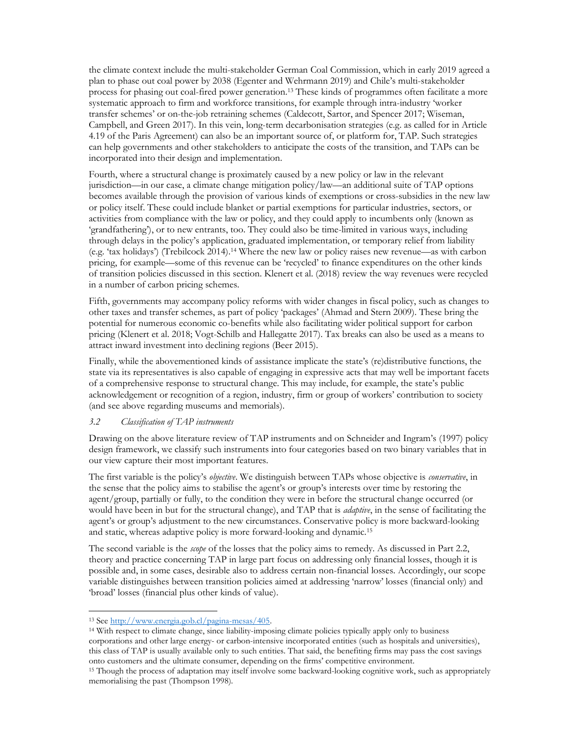the climate context include the multi-stakeholder German Coal Commission, which in early 2019 agreed a plan to phase out coal power by 2038 (Egenter and Wehrmann 2019) and Chile's multi-stakeholder process for phasing out coal-fired power generation.[13] These kinds of programmes often facilitate a more systematic approach to firm and workforce transitions, for example through intra-industry 'worker transfer schemes' or on-the-job retraining schemes (Caldecott, Sartor, and Spencer 2017; Wiseman, Campbell, and Green 2017). In this vein, long-term decarbonisation strategies (e.g. as called for in Article 4.19 of the Paris Agreement) can also be an important source of, or platform for, TAP. Such strategies can help governments and other stakeholders to anticipate the costs of the transition, and TAPs can be incorporated into their design and implementation.

Fourth, where a structural change is proximately caused by a new policy or law in the relevant jurisdiction—in our case, a climate change mitigation policy/law—an additional suite of TAP options becomes available through the provision of various kinds of exemptions or cross-subsidies in the new law or policy itself. These could include blanket or partial exemptions for particular industries, sectors, or activities from compliance with the law or policy, and they could apply to incumbents only (known as 'grandfathering'), or to new entrants, too. They could also be time-limited in various ways, including through delays in the policy's application, graduated implementation, or temporary relief from liability (e.g. 'tax holidays') (Trebilcock 2014).[14] Where the new law or policy raises new revenue—as with carbon pricing, for example—some of this revenue can be 'recycled' to finance expenditures on the other kinds of transition policies discussed in this section. Klenert et al. (2018) review the way revenues were recycled in a number of carbon pricing schemes.

Fifth, governments may accompany policy reforms with wider changes in fiscal policy, such as changes to other taxes and transfer schemes, as part of policy 'packages' (Ahmad and Stern 2009). These bring the potential for numerous economic co-benefits while also facilitating wider political support for carbon pricing (Klenert et al. 2018; Vogt-Schilb and Hallegatte 2017). Tax breaks can also be used as a means to attract inward investment into declining regions (Beer 2015).

Finally, while the abovementioned kinds of assistance implicate the state's (re)distributive functions, the state via its representatives is also capable of engaging in expressive acts that may well be important facets of a comprehensive response to structural change. This may include, for example, the state's public acknowledgement or recognition of a region, industry, firm or group of workers' contribution to society (and see above regarding museums and memorials).

### *3.2 Classification of TAP instruments*

Drawing on the above literature review of TAP instruments and on Schneider and Ingram's (1997) policy design framework, we classify such instruments into four categories based on two binary variables that in our view capture their most important features.

The first variable is the policy's *objective*. We distinguish between TAPs whose objective is *conservative*, in the sense that the policy aims to stabilise the agent's or group's interests over time by restoring the agent/group, partially or fully, to the condition they were in before the structural change occurred (or would have been in but for the structural change), and TAP that is *adaptive*, in the sense of facilitating the agent's or group's adjustment to the new circumstances. Conservative policy is more backward-looking and static, whereas adaptive policy is more forward-looking and dynamic.[15]

The second variable is the *scope* of the losses that the policy aims to remedy. As discussed in Part 2.2, theory and practice concerning TAP in large part focus on addressing only financial losses, though it is possible and, in some cases, desirable also to address certain non-financial losses. Accordingly, our scope variable distinguishes between transition policies aimed at addressing 'narrow' losses (financial only) and 'broad' losses (financial plus other kinds of value).

---

[13] See http://www.energia.gob.cl/pagina-mesas/405.

[14] With respect to climate change, since liability-imposing climate policies typically apply only to business corporations and other large energy- or carbon-intensive incorporated entities (such as hospitals and universities), this class of TAP is usually available only to such entities. That said, the benefiting firms may pass the cost savings onto customers and the ultimate consumer, depending on the firms' competitive environment.

[15] Though the process of adaptation may itself involve some backward-looking cognitive work, such as appropriately memorialising the past (Thompson 1998).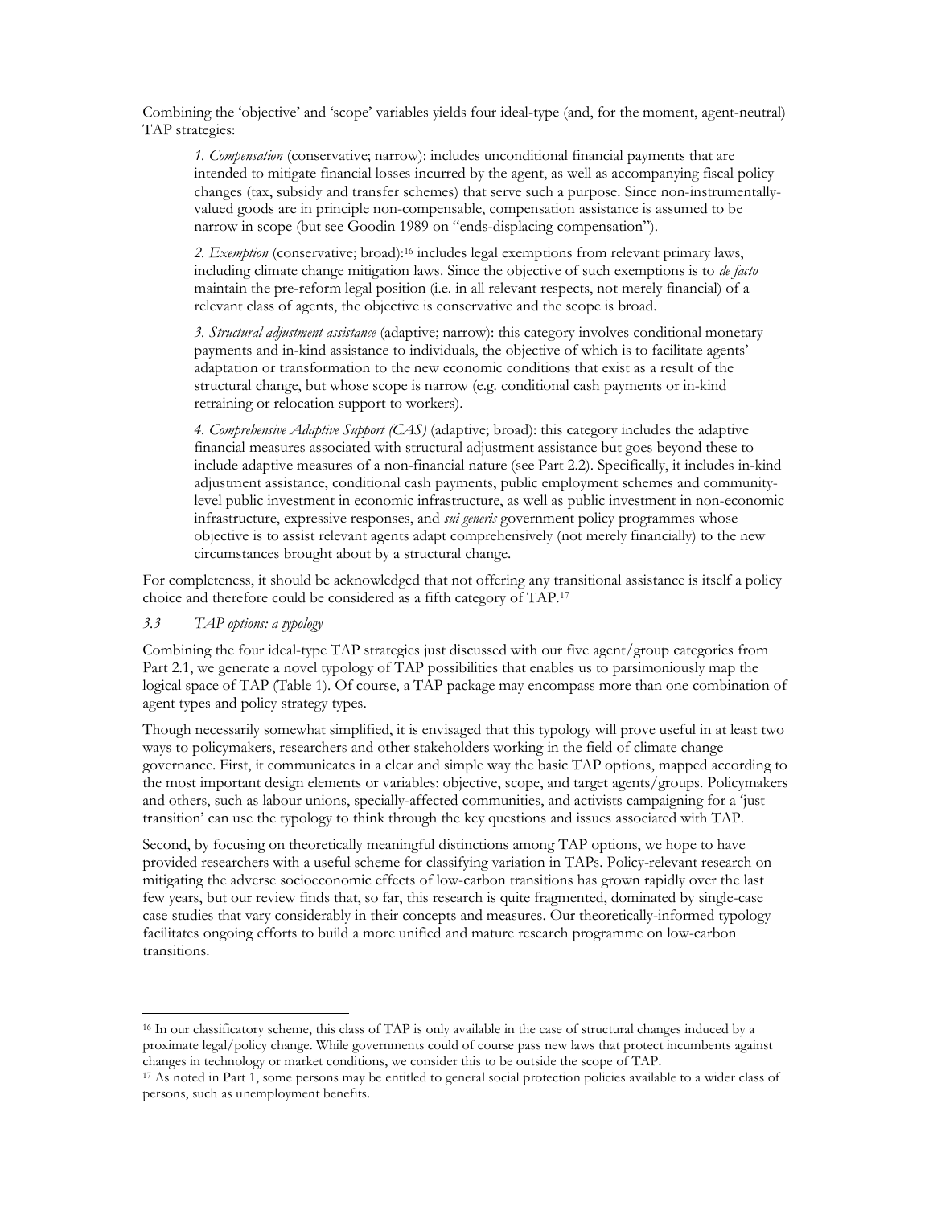Combining the 'objective' and 'scope' variables yields four ideal-type (and, for the moment, agent-neutral) TAP strategies:

> *1. Compensation* (conservative; narrow): includes unconditional financial payments that are intended to mitigate financial losses incurred by the agent, as well as accompanying fiscal policy changes (tax, subsidy and transfer schemes) that serve such a purpose. Since non-instrumentally-valued goods are in principle non-compensable, compensation assistance is assumed to be narrow in scope (but see Goodin 1989 on "ends-displacing compensation").
>
> *2. Exemption* (conservative; broad):[16] includes legal exemptions from relevant primary laws, including climate change mitigation laws. Since the objective of such exemptions is to *de facto* maintain the pre-reform legal position (i.e. in all relevant respects, not merely financial) of a relevant class of agents, the objective is conservative and the scope is broad.
>
> *3. Structural adjustment assistance* (adaptive; narrow): this category involves conditional monetary payments and in-kind assistance to individuals, the objective of which is to facilitate agents' adaptation or transformation to the new economic conditions that exist as a result of the structural change, but whose scope is narrow (e.g. conditional cash payments or in-kind retraining or relocation support to workers).
>
> *4. Comprehensive Adaptive Support (CAS)* (adaptive; broad): this category includes the adaptive financial measures associated with structural adjustment assistance but goes beyond these to include adaptive measures of a non-financial nature (see Part 2.2). Specifically, it includes in-kind adjustment assistance, conditional cash payments, public employment schemes and community-level public investment in economic infrastructure, as well as public investment in non-economic infrastructure, expressive responses, and *sui generis* government policy programmes whose objective is to assist relevant agents adapt comprehensively (not merely financially) to the new circumstances brought about by a structural change.

For completeness, it should be acknowledged that not offering any transitional assistance is itself a policy choice and therefore could be considered as a fifth category of TAP.[17]

### *3.3 TAP options: a typology*

Combining the four ideal-type TAP strategies just discussed with our five agent/group categories from Part 2.1, we generate a novel typology of TAP possibilities that enables us to parsimoniously map the logical space of TAP (Table 1). Of course, a TAP package may encompass more than one combination of agent types and policy strategy types.

Though necessarily somewhat simplified, it is envisaged that this typology will prove useful in at least two ways to policymakers, researchers and other stakeholders working in the field of climate change governance. First, it communicates in a clear and simple way the basic TAP options, mapped according to the most important design elements or variables: objective, scope, and target agents/groups. Policymakers and others, such as labour unions, specially-affected communities, and activists campaigning for a 'just transition' can use the typology to think through the key questions and issues associated with TAP.

Second, by focusing on theoretically meaningful distinctions among TAP options, we hope to have provided researchers with a useful scheme for classifying variation in TAPs. Policy-relevant research on mitigating the adverse socioeconomic effects of low-carbon transitions has grown rapidly over the last few years, but our review finds that, so far, this research is quite fragmented, dominated by single-case case studies that vary considerably in their concepts and measures. Our theoretically-informed typology facilitates ongoing efforts to build a more unified and mature research programme on low-carbon transitions.

---

[16] In our classificatory scheme, this class of TAP is only available in the case of structural changes induced by a proximate legal/policy change. While governments could of course pass new laws that protect incumbents against changes in technology or market conditions, we consider this to be outside the scope of TAP.

[17] As noted in Part 1, some persons may be entitled to general social protection policies available to a wider class of persons, such as unemployment benefits.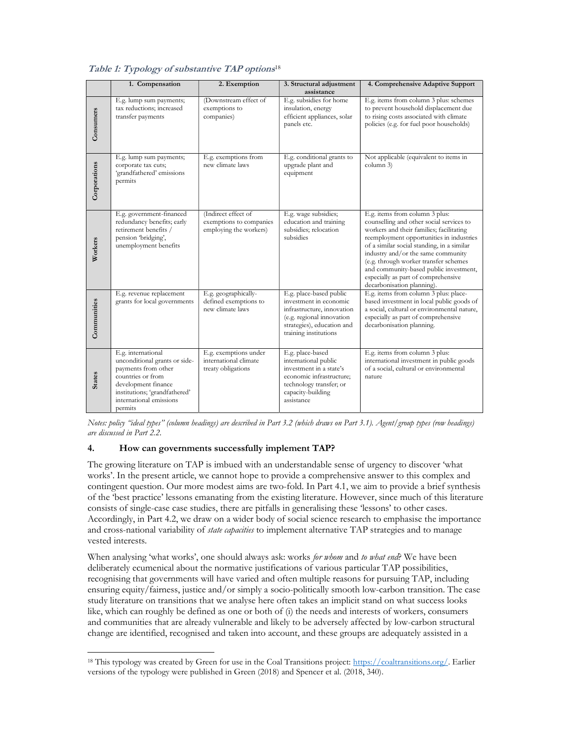***Table 1: Typology of substantive TAP options***[18]

| | 1. Compensation | 2. Exemption | 3. Structural adjustment assistance | 4. Comprehensive Adaptive Support |
|---|---|---|---|---|
| **Consumers** | E.g. lump sum payments; tax reductions; increased transfer payments | (Downstream effect of exemptions to companies) | E.g. subsidies for home insulation, energy efficient appliances, solar panels etc. | E.g. items from column 3 plus: schemes to prevent household displacement due to rising costs associated with climate policies (e.g. for fuel poor households) |
| **Corporations** | E.g. lump sum payments; corporate tax cuts; 'grandfathered' emissions permits | E.g. exemptions from new climate laws | E.g. conditional grants to upgrade plant and equipment | Not applicable (equivalent to items in column 3) |
| **Workers** | E.g. government-financed redundancy benefits; early retirement benefits / pension 'bridging', unemployment benefits | (Indirect effect of exemptions to companies employing the workers) | E.g. wage subsidies; education and training subsidies; relocation subsidies | E.g. items from column 3 plus: counselling and other social services to workers and their families; facilitating reemployment opportunities in industries of a similar social standing, in a similar industry and/or the same community (e.g. through worker transfer schemes and community-based public investment, especially as part of comprehensive decarbonisation planning). |
| **Communities** | E.g. revenue replacement grants for local governments | E.g. geographically-defined exemptions to new climate laws | E.g. place-based public investment in economic infrastructure, innovation (e.g. regional innovation strategies), education and training institutions | E.g. items from column 3 plus: place-based investment in local public goods of a social, cultural or environmental nature, especially as part of comprehensive decarbonisation planning. |
| **States** | E.g. international unconditional grants or side-payments from other countries or from development finance institutions; 'grandfathered' international emissions permits | E.g. exemptions under international climate treaty obligations | E.g. place-based international public investment in a state's economic infrastructure; technology transfer; or capacity-building assistance | E.g. items from column 3 plus: international investment in public goods of a social, cultural or environmental nature |

*Notes: policy "ideal types" (column headings) are described in Part 3.2 (which draws on Part 3.1). Agent/group types (row headings) are discussed in Part 2.2.*

## 4. How can governments successfully implement TAP?

The growing literature on TAP is imbued with an understandable sense of urgency to discover 'what works'. In the present article, we cannot hope to provide a comprehensive answer to this complex and contingent question. Our more modest aims are two-fold. In Part 4.1, we aim to provide a brief synthesis of the 'best practice' lessons emanating from the existing literature. However, since much of this literature consists of single-case case studies, there are pitfalls in generalising these 'lessons' to other cases. Accordingly, in Part 4.2, we draw on a wider body of social science research to emphasise the importance and cross-national variability of *state capacities* to implement alternative TAP strategies and to manage vested interests.

When analysing 'what works', one should always ask: works *for whom* and *to what end*? We have been deliberately ecumenical about the normative justifications of various particular TAP possibilities, recognising that governments will have varied and often multiple reasons for pursuing TAP, including ensuring equity/fairness, justice and/or simply a socio-politically smooth low-carbon transition. The case study literature on transitions that we analyse here often takes an implicit stand on what success looks like, which can roughly be defined as one or both of (i) the needs and interests of workers, consumers and communities that are already vulnerable and likely to be adversely affected by low-carbon structural change are identified, recognised and taken into account, and these groups are adequately assisted in a

[18] This typology was created by Green for use in the Coal Transitions project: https://coaltransitions.org/. Earlier versions of the typology were published in Green (2018) and Spencer et al. (2018, 340).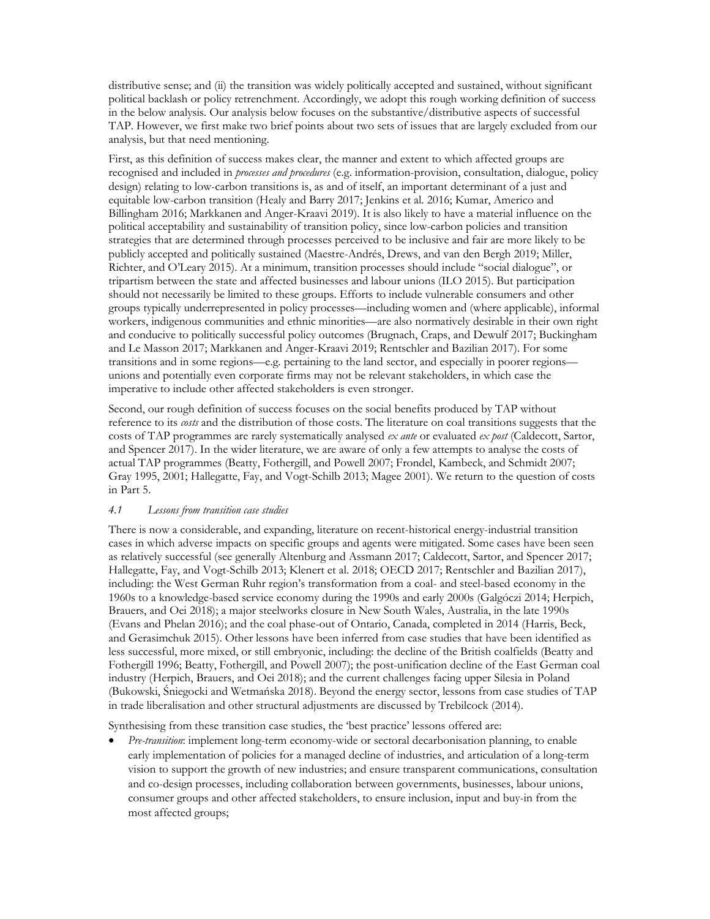distributive sense; and (ii) the transition was widely politically accepted and sustained, without significant political backlash or policy retrenchment. Accordingly, we adopt this rough working definition of success in the below analysis. Our analysis below focuses on the substantive/distributive aspects of successful TAP. However, we first make two brief points about two sets of issues that are largely excluded from our analysis, but that need mentioning.

First, as this definition of success makes clear, the manner and extent to which affected groups are recognised and included in *processes and procedures* (e.g. information-provision, consultation, dialogue, policy design) relating to low-carbon transitions is, as and of itself, an important determinant of a just and equitable low-carbon transition (Healy and Barry 2017; Jenkins et al. 2016; Kumar, Americo and Billingham 2016; Markkanen and Anger-Kraavi 2019). It is also likely to have a material influence on the political acceptability and sustainability of transition policy, since low-carbon policies and transition strategies that are determined through processes perceived to be inclusive and fair are more likely to be publicly accepted and politically sustained (Maestre-Andrés, Drews, and van den Bergh 2019; Miller, Richter, and O'Leary 2015). At a minimum, transition processes should include "social dialogue", or tripartism between the state and affected businesses and labour unions (ILO 2015). But participation should not necessarily be limited to these groups. Efforts to include vulnerable consumers and other groups typically underrepresented in policy processes—including women and (where applicable), informal workers, indigenous communities and ethnic minorities—are also normatively desirable in their own right and conducive to politically successful policy outcomes (Brugnach, Craps, and Dewulf 2017; Buckingham and Le Masson 2017; Markkanen and Anger-Kraavi 2019; Rentschler and Bazilian 2017). For some transitions and in some regions—e.g. pertaining to the land sector, and especially in poorer regions—unions and potentially even corporate firms may not be relevant stakeholders, in which case the imperative to include other affected stakeholders is even stronger.

Second, our rough definition of success focuses on the social benefits produced by TAP without reference to its *costs* and the distribution of those costs. The literature on coal transitions suggests that the costs of TAP programmes are rarely systematically analysed *ex ante* or evaluated *ex post* (Caldecott, Sartor, and Spencer 2017). In the wider literature, we are aware of only a few attempts to analyse the costs of actual TAP programmes (Beatty, Fothergill, and Powell 2007; Frondel, Kambeck, and Schmidt 2007; Gray 1995, 2001; Hallegatte, Fay, and Vogt-Schilb 2013; Magee 2001). We return to the question of costs in Part 5.

### *4.1 Lessons from transition case studies*

There is now a considerable, and expanding, literature on recent-historical energy-industrial transition cases in which adverse impacts on specific groups and agents were mitigated. Some cases have been seen as relatively successful (see generally Altenburg and Assmann 2017; Caldecott, Sartor, and Spencer 2017; Hallegatte, Fay, and Vogt-Schilb 2013; Klenert et al. 2018; OECD 2017; Rentschler and Bazilian 2017), including: the West German Ruhr region's transformation from a coal- and steel-based economy in the 1960s to a knowledge-based service economy during the 1990s and early 2000s (Galgóczi 2014; Herpich, Brauers, and Oei 2018); a major steelworks closure in New South Wales, Australia, in the late 1990s (Evans and Phelan 2016); and the coal phase-out of Ontario, Canada, completed in 2014 (Harris, Beck, and Gerasimchuk 2015). Other lessons have been inferred from case studies that have been identified as less successful, more mixed, or still embryonic, including: the decline of the British coalfields (Beatty and Fothergill 1996; Beatty, Fothergill, and Powell 2007); the post-unification decline of the East German coal industry (Herpich, Brauers, and Oei 2018); and the current challenges facing upper Silesia in Poland (Bukowski, Śniegocki and Wetmańska 2018). Beyond the energy sector, lessons from case studies of TAP in trade liberalisation and other structural adjustments are discussed by Trebilcock (2014).

Synthesising from these transition case studies, the 'best practice' lessons offered are:

- *Pre-transition*: implement long-term economy-wide or sectoral decarbonisation planning, to enable early implementation of policies for a managed decline of industries, and articulation of a long-term vision to support the growth of new industries; and ensure transparent communications, consultation and co-design processes, including collaboration between governments, businesses, labour unions, consumer groups and other affected stakeholders, to ensure inclusion, input and buy-in from the most affected groups;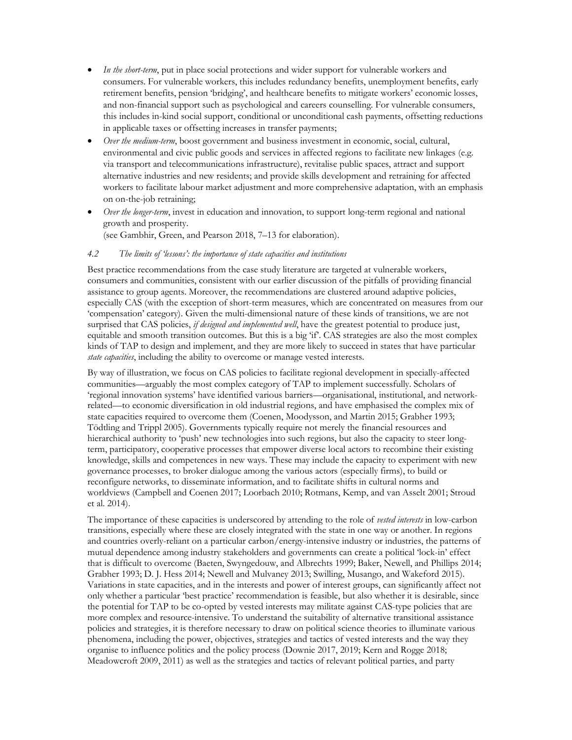- *In the short-term*, put in place social protections and wider support for vulnerable workers and consumers. For vulnerable workers, this includes redundancy benefits, unemployment benefits, early retirement benefits, pension 'bridging', and healthcare benefits to mitigate workers' economic losses, and non-financial support such as psychological and careers counselling. For vulnerable consumers, this includes in-kind social support, conditional or unconditional cash payments, offsetting reductions in applicable taxes or offsetting increases in transfer payments;
- *Over the medium-term*, boost government and business investment in economic, social, cultural, environmental and civic public goods and services in affected regions to facilitate new linkages (e.g. via transport and telecommunications infrastructure), revitalise public spaces, attract and support alternative industries and new residents; and provide skills development and retraining for affected workers to facilitate labour market adjustment and more comprehensive adaptation, with an emphasis on on-the-job retraining;
- *Over the longer-term*, invest in education and innovation, to support long-term regional and national growth and prosperity.
  (see Gambhir, Green, and Pearson 2018, 7–13 for elaboration).

### *4.2 The limits of 'lessons': the importance of state capacities and institutions*

Best practice recommendations from the case study literature are targeted at vulnerable workers, consumers and communities, consistent with our earlier discussion of the pitfalls of providing financial assistance to group agents. Moreover, the recommendations are clustered around adaptive policies, especially CAS (with the exception of short-term measures, which are concentrated on measures from our 'compensation' category). Given the multi-dimensional nature of these kinds of transitions, we are not surprised that CAS policies, *if designed and implemented well*, have the greatest potential to produce just, equitable and smooth transition outcomes. But this is a big 'if'. CAS strategies are also the most complex kinds of TAP to design and implement, and they are more likely to succeed in states that have particular *state capacities*, including the ability to overcome or manage vested interests.

By way of illustration, we focus on CAS policies to facilitate regional development in specially-affected communities—arguably the most complex category of TAP to implement successfully. Scholars of 'regional innovation systems' have identified various barriers—organisational, institutional, and network-related—to economic diversification in old industrial regions, and have emphasised the complex mix of state capacities required to overcome them (Coenen, Moodysson, and Martin 2015; Grabher 1993; Tödtling and Trippl 2005). Governments typically require not merely the financial resources and hierarchical authority to 'push' new technologies into such regions, but also the capacity to steer long-term, participatory, cooperative processes that empower diverse local actors to recombine their existing knowledge, skills and competences in new ways. These may include the capacity to experiment with new governance processes, to broker dialogue among the various actors (especially firms), to build or reconfigure networks, to disseminate information, and to facilitate shifts in cultural norms and worldviews (Campbell and Coenen 2017; Loorbach 2010; Rotmans, Kemp, and van Asselt 2001; Stroud et al. 2014).

The importance of these capacities is underscored by attending to the role of *vested interests* in low-carbon transitions, especially where these are closely integrated with the state in one way or another. In regions and countries overly-reliant on a particular carbon/energy-intensive industry or industries, the patterns of mutual dependence among industry stakeholders and governments can create a political 'lock-in' effect that is difficult to overcome (Baeten, Swyngedouw, and Albrechts 1999; Baker, Newell, and Phillips 2014; Grabher 1993; D. J. Hess 2014; Newell and Mulvaney 2013; Swilling, Musango, and Wakeford 2015). Variations in state capacities, and in the interests and power of interest groups, can significantly affect not only whether a particular 'best practice' recommendation is feasible, but also whether it is desirable, since the potential for TAP to be co-opted by vested interests may militate against CAS-type policies that are more complex and resource-intensive. To understand the suitability of alternative transitional assistance policies and strategies, it is therefore necessary to draw on political science theories to illuminate various phenomena, including the power, objectives, strategies and tactics of vested interests and the way they organise to influence politics and the policy process (Downie 2017, 2019; Kern and Rogge 2018; Meadowcroft 2009, 2011) as well as the strategies and tactics of relevant political parties, and party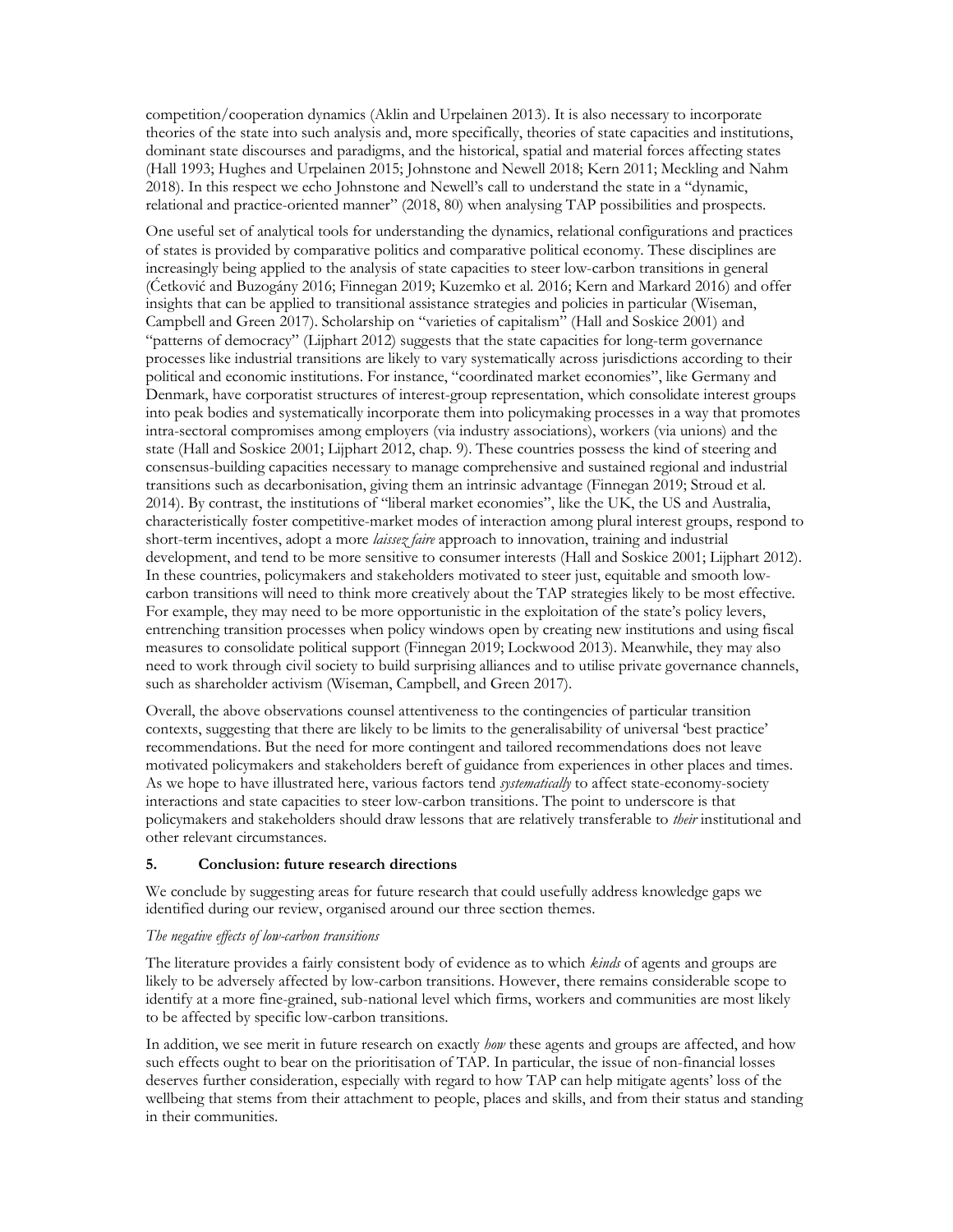competition/cooperation dynamics (Aklin and Urpelainen 2013). It is also necessary to incorporate theories of the state into such analysis and, more specifically, theories of state capacities and institutions, dominant state discourses and paradigms, and the historical, spatial and material forces affecting states (Hall 1993; Hughes and Urpelainen 2015; Johnstone and Newell 2018; Kern 2011; Meckling and Nahm 2018). In this respect we echo Johnstone and Newell's call to understand the state in a "dynamic, relational and practice-oriented manner" (2018, 80) when analysing TAP possibilities and prospects.

One useful set of analytical tools for understanding the dynamics, relational configurations and practices of states is provided by comparative politics and comparative political economy. These disciplines are increasingly being applied to the analysis of state capacities to steer low-carbon transitions in general (Ćetković and Buzogány 2016; Finnegan 2019; Kuzemko et al. 2016; Kern and Markard 2016) and offer insights that can be applied to transitional assistance strategies and policies in particular (Wiseman, Campbell and Green 2017). Scholarship on "varieties of capitalism" (Hall and Soskice 2001) and "patterns of democracy" (Lijphart 2012) suggests that the state capacities for long-term governance processes like industrial transitions are likely to vary systematically across jurisdictions according to their political and economic institutions. For instance, "coordinated market economies", like Germany and Denmark, have corporatist structures of interest-group representation, which consolidate interest groups into peak bodies and systematically incorporate them into policymaking processes in a way that promotes intra-sectoral compromises among employers (via industry associations), workers (via unions) and the state (Hall and Soskice 2001; Lijphart 2012, chap. 9). These countries possess the kind of steering and consensus-building capacities necessary to manage comprehensive and sustained regional and industrial transitions such as decarbonisation, giving them an intrinsic advantage (Finnegan 2019; Stroud et al. 2014). By contrast, the institutions of "liberal market economies", like the UK, the US and Australia, characteristically foster competitive-market modes of interaction among plural interest groups, respond to short-term incentives, adopt a more *laissez faire* approach to innovation, training and industrial development, and tend to be more sensitive to consumer interests (Hall and Soskice 2001; Lijphart 2012). In these countries, policymakers and stakeholders motivated to steer just, equitable and smooth low-carbon transitions will need to think more creatively about the TAP strategies likely to be most effective. For example, they may need to be more opportunistic in the exploitation of the state's policy levers, entrenching transition processes when policy windows open by creating new institutions and using fiscal measures to consolidate political support (Finnegan 2019; Lockwood 2013). Meanwhile, they may also need to work through civil society to build surprising alliances and to utilise private governance channels, such as shareholder activism (Wiseman, Campbell, and Green 2017).

Overall, the above observations counsel attentiveness to the contingencies of particular transition contexts, suggesting that there are likely to be limits to the generalisability of universal 'best practice' recommendations. But the need for more contingent and tailored recommendations does not leave motivated policymakers and stakeholders bereft of guidance from experiences in other places and times. As we hope to have illustrated here, various factors tend *systematically* to affect state-economy-society interactions and state capacities to steer low-carbon transitions. The point to underscore is that policymakers and stakeholders should draw lessons that are relatively transferable to *their* institutional and other relevant circumstances.

## 5. Conclusion: future research directions

We conclude by suggesting areas for future research that could usefully address knowledge gaps we identified during our review, organised around our three section themes.

*The negative effects of low-carbon transitions*

The literature provides a fairly consistent body of evidence as to which *kinds* of agents and groups are likely to be adversely affected by low-carbon transitions. However, there remains considerable scope to identify at a more fine-grained, sub-national level which firms, workers and communities are most likely to be affected by specific low-carbon transitions.

In addition, we see merit in future research on exactly *how* these agents and groups are affected, and how such effects ought to bear on the prioritisation of TAP. In particular, the issue of non-financial losses deserves further consideration, especially with regard to how TAP can help mitigate agents' loss of the wellbeing that stems from their attachment to people, places and skills, and from their status and standing in their communities.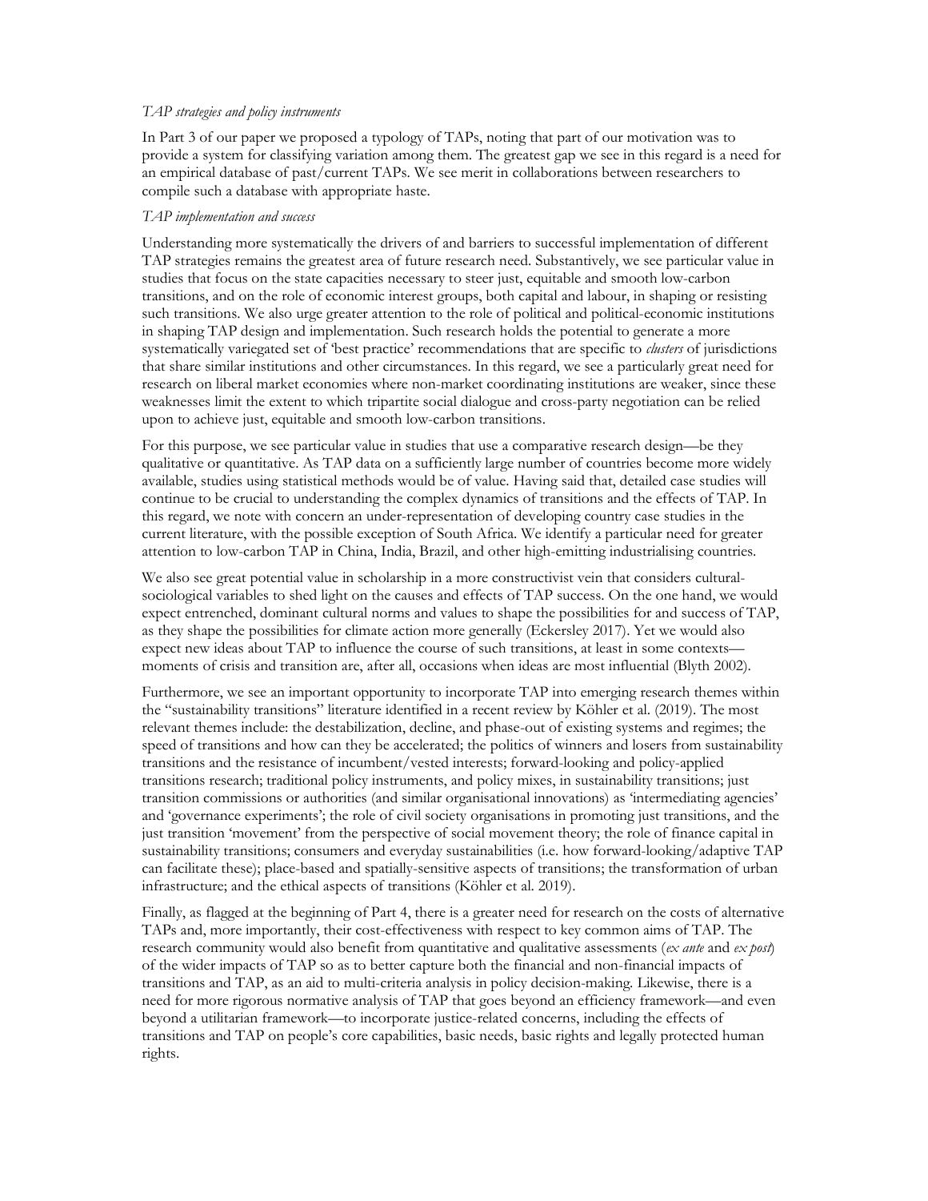*TAP strategies and policy instruments*

In Part 3 of our paper we proposed a typology of TAPs, noting that part of our motivation was to provide a system for classifying variation among them. The greatest gap we see in this regard is a need for an empirical database of past/current TAPs. We see merit in collaborations between researchers to compile such a database with appropriate haste.

*TAP implementation and success*

Understanding more systematically the drivers of and barriers to successful implementation of different TAP strategies remains the greatest area of future research need. Substantively, we see particular value in studies that focus on the state capacities necessary to steer just, equitable and smooth low-carbon transitions, and on the role of economic interest groups, both capital and labour, in shaping or resisting such transitions. We also urge greater attention to the role of political and political-economic institutions in shaping TAP design and implementation. Such research holds the potential to generate a more systematically variegated set of 'best practice' recommendations that are specific to *clusters* of jurisdictions that share similar institutions and other circumstances. In this regard, we see a particularly great need for research on liberal market economies where non-market coordinating institutions are weaker, since these weaknesses limit the extent to which tripartite social dialogue and cross-party negotiation can be relied upon to achieve just, equitable and smooth low-carbon transitions.

For this purpose, we see particular value in studies that use a comparative research design—be they qualitative or quantitative. As TAP data on a sufficiently large number of countries become more widely available, studies using statistical methods would be of value. Having said that, detailed case studies will continue to be crucial to understanding the complex dynamics of transitions and the effects of TAP. In this regard, we note with concern an under-representation of developing country case studies in the current literature, with the possible exception of South Africa. We identify a particular need for greater attention to low-carbon TAP in China, India, Brazil, and other high-emitting industrialising countries.

We also see great potential value in scholarship in a more constructivist vein that considers cultural-sociological variables to shed light on the causes and effects of TAP success. On the one hand, we would expect entrenched, dominant cultural norms and values to shape the possibilities for and success of TAP, as they shape the possibilities for climate action more generally (Eckersley 2017). Yet we would also expect new ideas about TAP to influence the course of such transitions, at least in some contexts—moments of crisis and transition are, after all, occasions when ideas are most influential (Blyth 2002).

Furthermore, we see an important opportunity to incorporate TAP into emerging research themes within the "sustainability transitions" literature identified in a recent review by Köhler et al. (2019). The most relevant themes include: the destabilization, decline, and phase-out of existing systems and regimes; the speed of transitions and how can they be accelerated; the politics of winners and losers from sustainability transitions and the resistance of incumbent/vested interests; forward-looking and policy-applied transitions research; traditional policy instruments, and policy mixes, in sustainability transitions; just transition commissions or authorities (and similar organisational innovations) as 'intermediating agencies' and 'governance experiments'; the role of civil society organisations in promoting just transitions, and the just transition 'movement' from the perspective of social movement theory; the role of finance capital in sustainability transitions; consumers and everyday sustainabilities (i.e. how forward-looking/adaptive TAP can facilitate these); place-based and spatially-sensitive aspects of transitions; the transformation of urban infrastructure; and the ethical aspects of transitions (Köhler et al. 2019).

Finally, as flagged at the beginning of Part 4, there is a greater need for research on the costs of alternative TAPs and, more importantly, their cost-effectiveness with respect to key common aims of TAP. The research community would also benefit from quantitative and qualitative assessments (*ex ante* and *ex post*) of the wider impacts of TAP so as to better capture both the financial and non-financial impacts of transitions and TAP, as an aid to multi-criteria analysis in policy decision-making. Likewise, there is a need for more rigorous normative analysis of TAP that goes beyond an efficiency framework—and even beyond a utilitarian framework—to incorporate justice-related concerns, including the effects of transitions and TAP on people's core capabilities, basic needs, basic rights and legally protected human rights.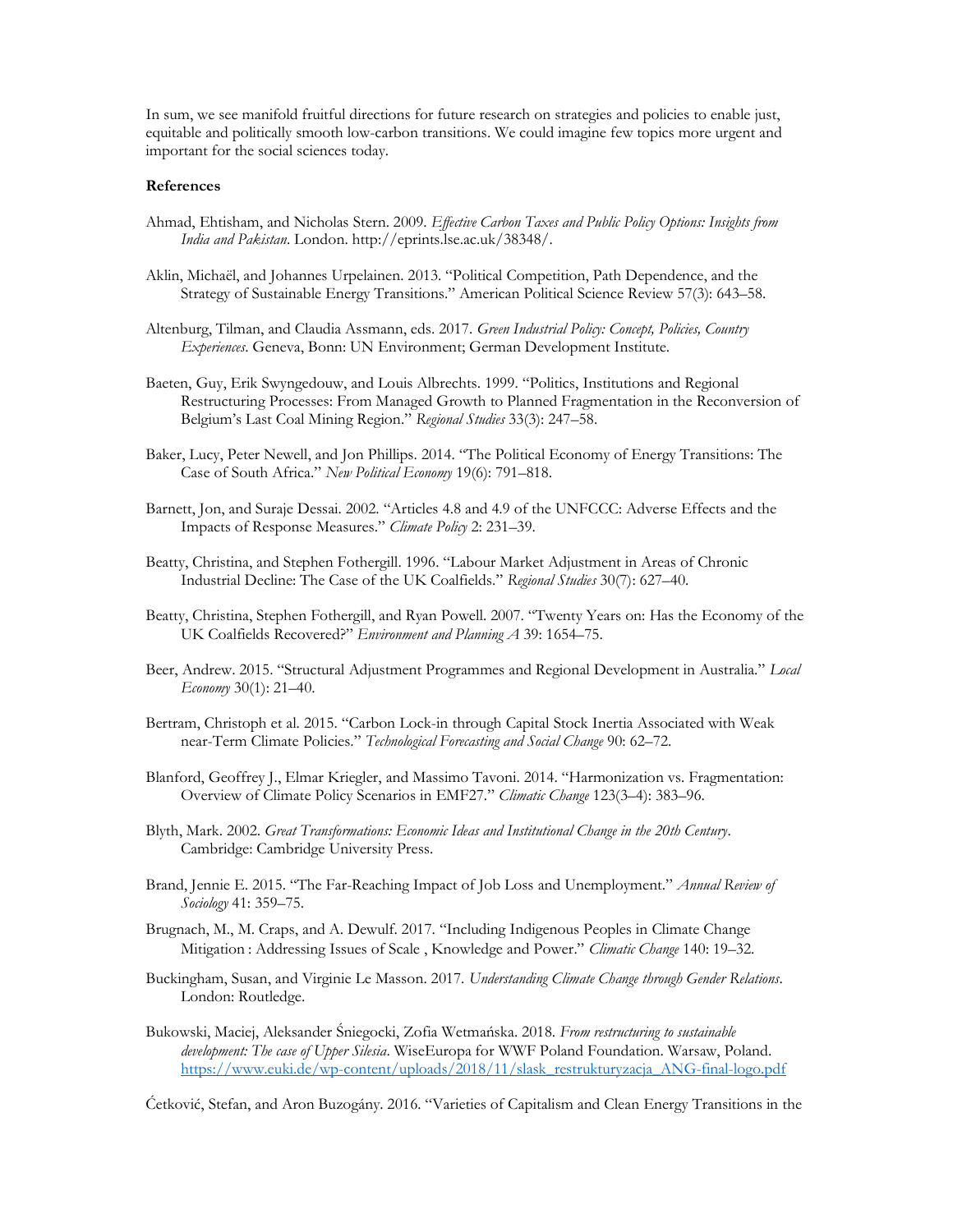In sum, we see manifold fruitful directions for future research on strategies and policies to enable just, equitable and politically smooth low-carbon transitions. We could imagine few topics more urgent and important for the social sciences today.

**References**

Ahmad, Ehtisham, and Nicholas Stern. 2009. *Effective Carbon Taxes and Public Policy Options: Insights from India and Pakistan*. London. http://eprints.lse.ac.uk/38348/.

Aklin, Michaël, and Johannes Urpelainen. 2013. "Political Competition, Path Dependence, and the Strategy of Sustainable Energy Transitions." American Political Science Review 57(3): 643–58.

Altenburg, Tilman, and Claudia Assmann, eds. 2017. *Green Industrial Policy: Concept, Policies, Country Experiences*. Geneva, Bonn: UN Environment; German Development Institute.

Baeten, Guy, Erik Swyngedouw, and Louis Albrechts. 1999. "Politics, Institutions and Regional Restructuring Processes: From Managed Growth to Planned Fragmentation in the Reconversion of Belgium's Last Coal Mining Region." *Regional Studies* 33(3): 247–58.

Baker, Lucy, Peter Newell, and Jon Phillips. 2014. "The Political Economy of Energy Transitions: The Case of South Africa." *New Political Economy* 19(6): 791–818.

Barnett, Jon, and Suraje Dessai. 2002. "Articles 4.8 and 4.9 of the UNFCCC: Adverse Effects and the Impacts of Response Measures." *Climate Policy* 2: 231–39.

Beatty, Christina, and Stephen Fothergill. 1996. "Labour Market Adjustment in Areas of Chronic Industrial Decline: The Case of the UK Coalfields." *Regional Studies* 30(7): 627–40.

Beatty, Christina, Stephen Fothergill, and Ryan Powell. 2007. "Twenty Years on: Has the Economy of the UK Coalfields Recovered?" *Environment and Planning A* 39: 1654–75.

Beer, Andrew. 2015. "Structural Adjustment Programmes and Regional Development in Australia." *Local Economy* 30(1): 21–40.

Bertram, Christoph et al. 2015. "Carbon Lock-in through Capital Stock Inertia Associated with Weak near-Term Climate Policies." *Technological Forecasting and Social Change* 90: 62–72.

Blanford, Geoffrey J., Elmar Kriegler, and Massimo Tavoni. 2014. "Harmonization vs. Fragmentation: Overview of Climate Policy Scenarios in EMF27." *Climatic Change* 123(3–4): 383–96.

Blyth, Mark. 2002. *Great Transformations: Economic Ideas and Institutional Change in the 20th Century*. Cambridge: Cambridge University Press.

Brand, Jennie E. 2015. "The Far-Reaching Impact of Job Loss and Unemployment." *Annual Review of Sociology* 41: 359–75.

Brugnach, M., M. Craps, and A. Dewulf. 2017. "Including Indigenous Peoples in Climate Change Mitigation : Addressing Issues of Scale , Knowledge and Power." *Climatic Change* 140: 19–32.

Buckingham, Susan, and Virginie Le Masson. 2017. *Understanding Climate Change through Gender Relations*. London: Routledge.

Bukowski, Maciej, Aleksander Śniegocki, Zofia Wetmańska. 2018. *From restructuring to sustainable development: The case of Upper Silesia*. WiseEuropa for WWF Poland Foundation. Warsaw, Poland. https://www.euki.de/wp-content/uploads/2018/11/slask_restrukturyzacja_ANG-final-logo.pdf

Ćetković, Stefan, and Aron Buzogány. 2016. "Varieties of Capitalism and Clean Energy Transitions in the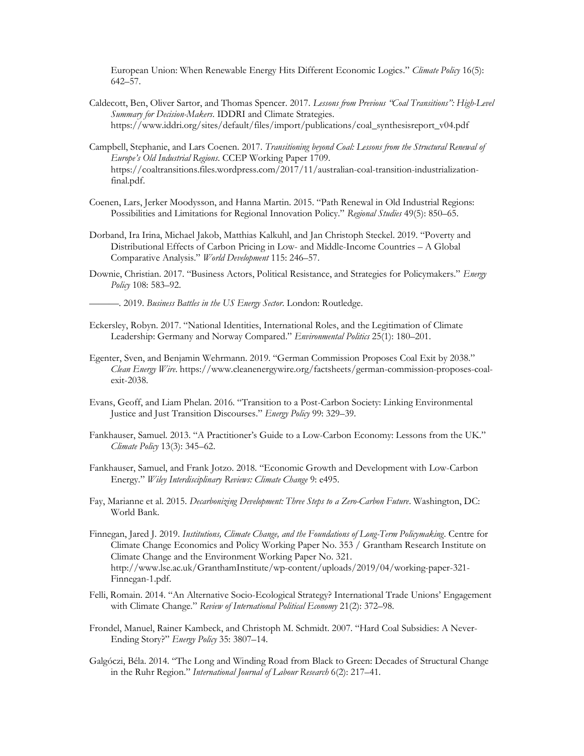European Union: When Renewable Energy Hits Different Economic Logics." *Climate Policy* 16(5): 642–57.

Caldecott, Ben, Oliver Sartor, and Thomas Spencer. 2017. *Lessons from Previous "Coal Transitions": High-Level Summary for Decision-Makers*. IDDRI and Climate Strategies. https://www.iddri.org/sites/default/files/import/publications/coal_synthesisreport_v04.pdf

Campbell, Stephanie, and Lars Coenen. 2017. *Transitioning beyond Coal: Lessons from the Structural Renewal of Europe's Old Industrial Regions*. CCEP Working Paper 1709. https://coaltransitions.files.wordpress.com/2017/11/australian-coal-transition-industrialization-final.pdf.

Coenen, Lars, Jerker Moodysson, and Hanna Martin. 2015. "Path Renewal in Old Industrial Regions: Possibilities and Limitations for Regional Innovation Policy." *Regional Studies* 49(5): 850–65.

Dorband, Ira Irina, Michael Jakob, Matthias Kalkuhl, and Jan Christoph Steckel. 2019. "Poverty and Distributional Effects of Carbon Pricing in Low- and Middle-Income Countries – A Global Comparative Analysis." *World Development* 115: 246–57.

Downie, Christian. 2017. "Business Actors, Political Resistance, and Strategies for Policymakers." *Energy Policy* 108: 583–92.

———. 2019. *Business Battles in the US Energy Sector*. London: Routledge.

Eckersley, Robyn. 2017. "National Identities, International Roles, and the Legitimation of Climate Leadership: Germany and Norway Compared." *Environmental Politics* 25(1): 180–201.

Egenter, Sven, and Benjamin Wehrmann. 2019. "German Commission Proposes Coal Exit by 2038." *Clean Energy Wire*. https://www.cleanenergywire.org/factsheets/german-commission-proposes-coal-exit-2038.

Evans, Geoff, and Liam Phelan. 2016. "Transition to a Post-Carbon Society: Linking Environmental Justice and Just Transition Discourses." *Energy Policy* 99: 329–39.

Fankhauser, Samuel. 2013. "A Practitioner's Guide to a Low-Carbon Economy: Lessons from the UK." *Climate Policy* 13(3): 345–62.

Fankhauser, Samuel, and Frank Jotzo. 2018. "Economic Growth and Development with Low-Carbon Energy." *Wiley Interdisciplinary Reviews: Climate Change* 9: e495.

Fay, Marianne et al. 2015. *Decarbonizing Development: Three Steps to a Zero-Carbon Future*. Washington, DC: World Bank.

Finnegan, Jared J. 2019. *Institutions, Climate Change, and the Foundations of Long-Term Policymaking*. Centre for Climate Change Economics and Policy Working Paper No. 353 / Grantham Research Institute on Climate Change and the Environment Working Paper No. 321. http://www.lse.ac.uk/GranthamInstitute/wp-content/uploads/2019/04/working-paper-321-Finnegan-1.pdf.

Felli, Romain. 2014. "An Alternative Socio-Ecological Strategy? International Trade Unions' Engagement with Climate Change." *Review of International Political Economy* 21(2): 372–98.

Frondel, Manuel, Rainer Kambeck, and Christoph M. Schmidt. 2007. "Hard Coal Subsidies: A Never-Ending Story?" *Energy Policy* 35: 3807–14.

Galgóczi, Béla. 2014. "The Long and Winding Road from Black to Green: Decades of Structural Change in the Ruhr Region." *International Journal of Labour Research* 6(2): 217–41.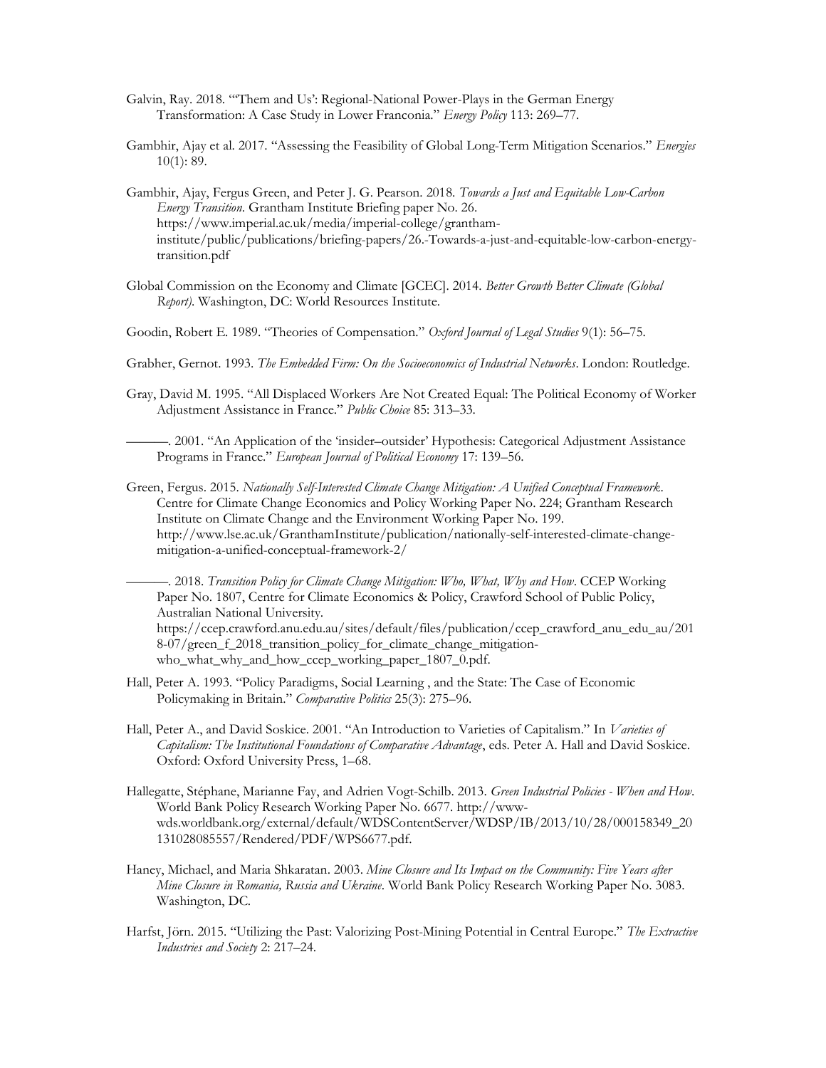Galvin, Ray. 2018. "'Them and Us': Regional-National Power-Plays in the German Energy Transformation: A Case Study in Lower Franconia." *Energy Policy* 113: 269–77.

Gambhir, Ajay et al. 2017. "Assessing the Feasibility of Global Long-Term Mitigation Scenarios." *Energies* 10(1): 89.

Gambhir, Ajay, Fergus Green, and Peter J. G. Pearson. 2018. *Towards a Just and Equitable Low-Carbon Energy Transition*. Grantham Institute Briefing paper No. 26. https://www.imperial.ac.uk/media/imperial-college/grantham-institute/public/publications/briefing-papers/26.-Towards-a-just-and-equitable-low-carbon-energy-transition.pdf

Global Commission on the Economy and Climate [GCEC]. 2014. *Better Growth Better Climate (Global Report)*. Washington, DC: World Resources Institute.

Goodin, Robert E. 1989. "Theories of Compensation." *Oxford Journal of Legal Studies* 9(1): 56–75.

Grabher, Gernot. 1993. *The Embedded Firm: On the Socioeconomics of Industrial Networks*. London: Routledge.

Gray, David M. 1995. "All Displaced Workers Are Not Created Equal: The Political Economy of Worker Adjustment Assistance in France." *Public Choice* 85: 313–33.

———. 2001. "An Application of the 'insider–outsider' Hypothesis: Categorical Adjustment Assistance Programs in France." *European Journal of Political Economy* 17: 139–56.

Green, Fergus. 2015. *Nationally Self-Interested Climate Change Mitigation: A Unified Conceptual Framework*. Centre for Climate Change Economics and Policy Working Paper No. 224; Grantham Research Institute on Climate Change and the Environment Working Paper No. 199. http://www.lse.ac.uk/GranthamInstitute/publication/nationally-self-interested-climate-change-mitigation-a-unified-conceptual-framework-2/

———. 2018. *Transition Policy for Climate Change Mitigation: Who, What, Why and How*. CCEP Working Paper No. 1807, Centre for Climate Economics & Policy, Crawford School of Public Policy, Australian National University. https://ccep.crawford.anu.edu.au/sites/default/files/publication/ccep_crawford_anu_edu_au/2018-07/green_f_2018_transition_policy_for_climate_change_mitigation-who_what_why_and_how_ccep_working_paper_1807_0.pdf.

Hall, Peter A. 1993. "Policy Paradigms, Social Learning , and the State: The Case of Economic Policymaking in Britain." *Comparative Politics* 25(3): 275–96.

Hall, Peter A., and David Soskice. 2001. "An Introduction to Varieties of Capitalism." In *Varieties of Capitalism: The Institutional Foundations of Comparative Advantage*, eds. Peter A. Hall and David Soskice. Oxford: Oxford University Press, 1–68.

Hallegatte, Stéphane, Marianne Fay, and Adrien Vogt-Schilb. 2013. *Green Industrial Policies - When and How*. World Bank Policy Research Working Paper No. 6677. http://www-wds.worldbank.org/external/default/WDSContentServer/WDSP/IB/2013/10/28/000158349_20131028085557/Rendered/PDF/WPS6677.pdf.

Haney, Michael, and Maria Shkaratan. 2003. *Mine Closure and Its Impact on the Community: Five Years after Mine Closure in Romania, Russia and Ukraine*. World Bank Policy Research Working Paper No. 3083. Washington, DC.

Harfst, Jörn. 2015. "Utilizing the Past: Valorizing Post-Mining Potential in Central Europe." *The Extractive Industries and Society* 2: 217–24.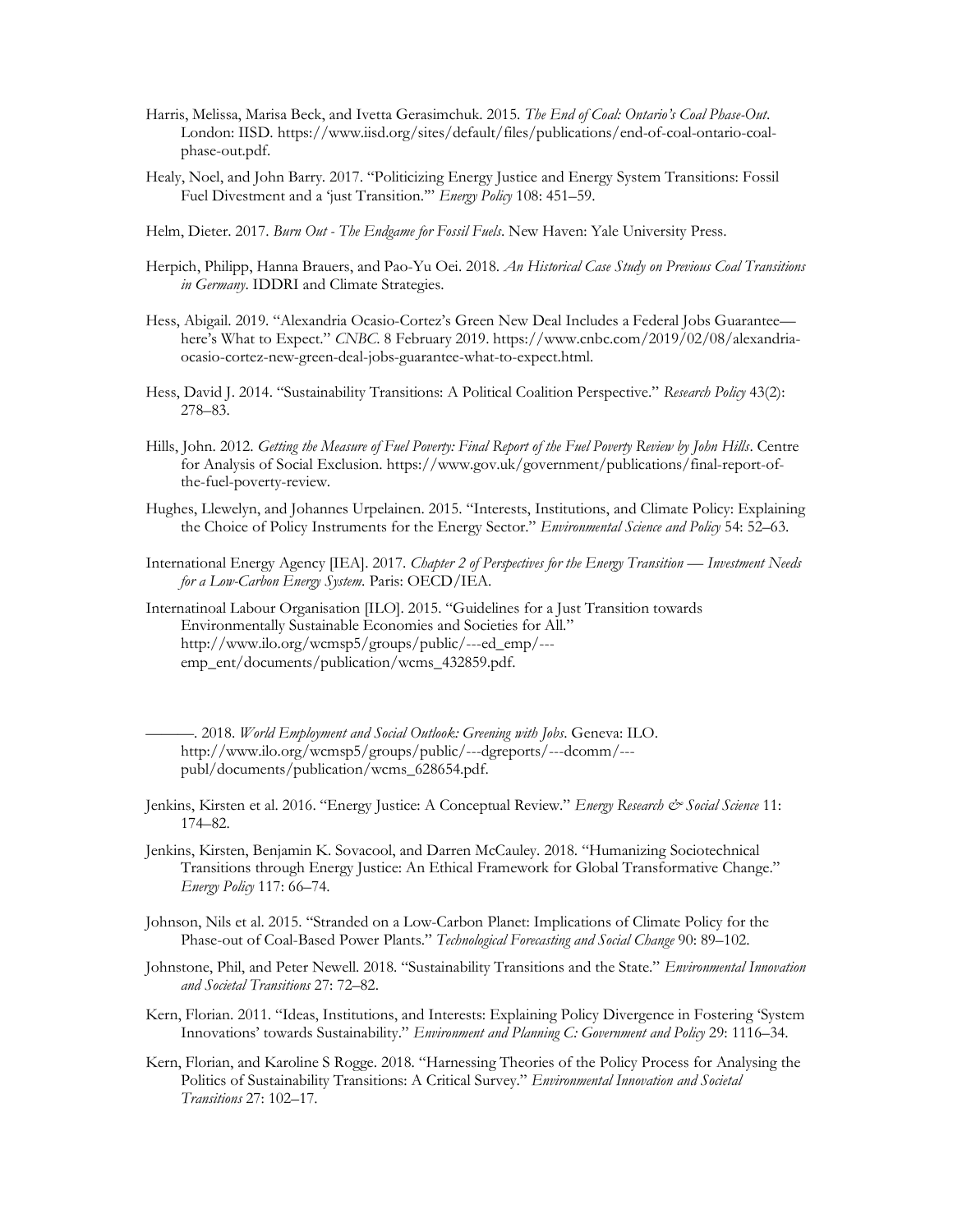Harris, Melissa, Marisa Beck, and Ivetta Gerasimchuk. 2015. *The End of Coal: Ontario's Coal Phase-Out*. London: IISD. https://www.iisd.org/sites/default/files/publications/end-of-coal-ontario-coal-phase-out.pdf.

Healy, Noel, and John Barry. 2017. "Politicizing Energy Justice and Energy System Transitions: Fossil Fuel Divestment and a 'just Transition.'" *Energy Policy* 108: 451–59.

Helm, Dieter. 2017. *Burn Out - The Endgame for Fossil Fuels*. New Haven: Yale University Press.

Herpich, Philipp, Hanna Brauers, and Pao-Yu Oei. 2018. *An Historical Case Study on Previous Coal Transitions in Germany*. IDDRI and Climate Strategies.

Hess, Abigail. 2019. "Alexandria Ocasio-Cortez's Green New Deal Includes a Federal Jobs Guarantee—here's What to Expect." *CNBC*. 8 February 2019. https://www.cnbc.com/2019/02/08/alexandria-ocasio-cortez-new-green-deal-jobs-guarantee-what-to-expect.html.

Hess, David J. 2014. "Sustainability Transitions: A Political Coalition Perspective." *Research Policy* 43(2): 278–83.

Hills, John. 2012. *Getting the Measure of Fuel Poverty: Final Report of the Fuel Poverty Review by John Hills*. Centre for Analysis of Social Exclusion. https://www.gov.uk/government/publications/final-report-of-the-fuel-poverty-review.

Hughes, Llewelyn, and Johannes Urpelainen. 2015. "Interests, Institutions, and Climate Policy: Explaining the Choice of Policy Instruments for the Energy Sector." *Environmental Science and Policy* 54: 52–63.

International Energy Agency [IEA]. 2017. *Chapter 2 of Perspectives for the Energy Transition — Investment Needs for a Low-Carbon Energy System*. Paris: OECD/IEA.

Internatinoal Labour Organisation [ILO]. 2015. "Guidelines for a Just Transition towards Environmentally Sustainable Economies and Societies for All." http://www.ilo.org/wcmsp5/groups/public/---ed_emp/---emp_ent/documents/publication/wcms_432859.pdf.

———. 2018. *World Employment and Social Outlook: Greening with Jobs*. Geneva: ILO. http://www.ilo.org/wcmsp5/groups/public/---dgreports/---dcomm/---publ/documents/publication/wcms_628654.pdf.

Jenkins, Kirsten et al. 2016. "Energy Justice: A Conceptual Review." *Energy Research & Social Science* 11: 174–82.

Jenkins, Kirsten, Benjamin K. Sovacool, and Darren McCauley. 2018. "Humanizing Sociotechnical Transitions through Energy Justice: An Ethical Framework for Global Transformative Change." *Energy Policy* 117: 66–74.

Johnson, Nils et al. 2015. "Stranded on a Low-Carbon Planet: Implications of Climate Policy for the Phase-out of Coal-Based Power Plants." *Technological Forecasting and Social Change* 90: 89–102.

Johnstone, Phil, and Peter Newell. 2018. "Sustainability Transitions and the State." *Environmental Innovation and Societal Transitions* 27: 72–82.

Kern, Florian. 2011. "Ideas, Institutions, and Interests: Explaining Policy Divergence in Fostering 'System Innovations' towards Sustainability." *Environment and Planning C: Government and Policy* 29: 1116–34.

Kern, Florian, and Karoline S Rogge. 2018. "Harnessing Theories of the Policy Process for Analysing the Politics of Sustainability Transitions: A Critical Survey." *Environmental Innovation and Societal Transitions* 27: 102–17.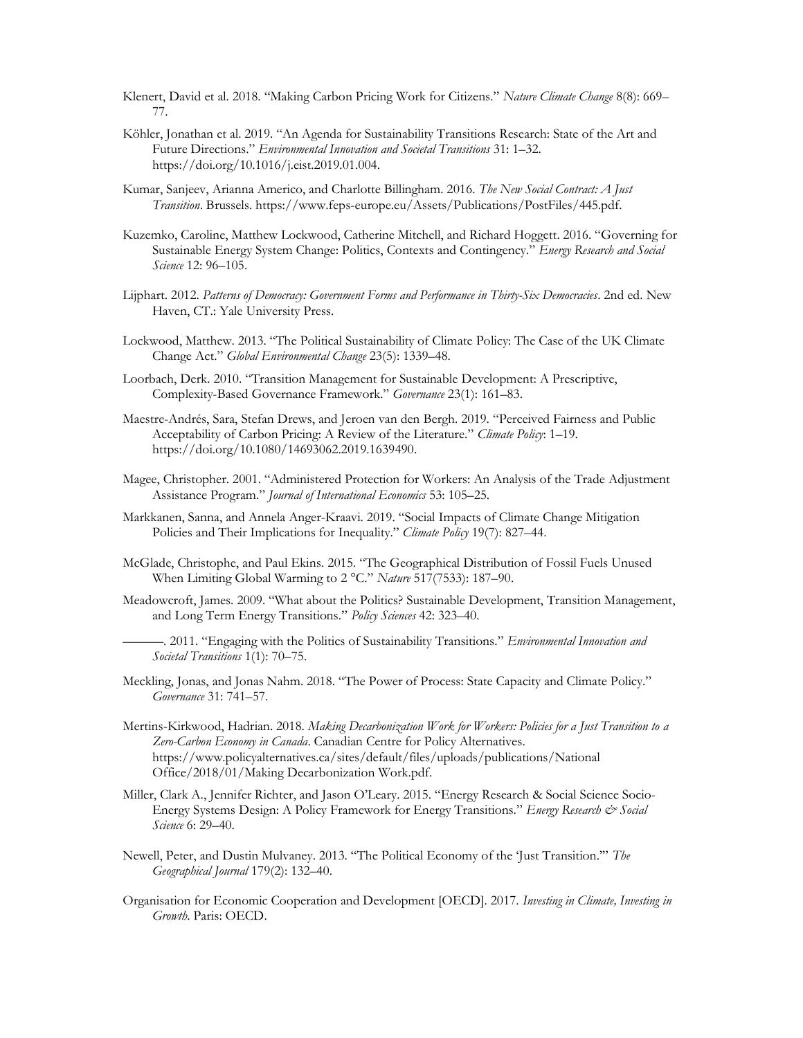Klenert, David et al. 2018. "Making Carbon Pricing Work for Citizens." *Nature Climate Change* 8(8): 669–77.

Köhler, Jonathan et al. 2019. "An Agenda for Sustainability Transitions Research: State of the Art and Future Directions." *Environmental Innovation and Societal Transitions* 31: 1–32. https://doi.org/10.1016/j.eist.2019.01.004.

Kumar, Sanjeev, Arianna Americo, and Charlotte Billingham. 2016. *The New Social Contract: A Just Transition*. Brussels. https://www.feps-europe.eu/Assets/Publications/PostFiles/445.pdf.

Kuzemko, Caroline, Matthew Lockwood, Catherine Mitchell, and Richard Hoggett. 2016. "Governing for Sustainable Energy System Change: Politics, Contexts and Contingency." *Energy Research and Social Science* 12: 96–105.

Lijphart. 2012. *Patterns of Democracy: Government Forms and Performance in Thirty-Six Democracies*. 2nd ed. New Haven, CT.: Yale University Press.

Lockwood, Matthew. 2013. "The Political Sustainability of Climate Policy: The Case of the UK Climate Change Act." *Global Environmental Change* 23(5): 1339–48.

Loorbach, Derk. 2010. "Transition Management for Sustainable Development: A Prescriptive, Complexity-Based Governance Framework." *Governance* 23(1): 161–83.

Maestre-Andrés, Sara, Stefan Drews, and Jeroen van den Bergh. 2019. "Perceived Fairness and Public Acceptability of Carbon Pricing: A Review of the Literature." *Climate Policy*: 1–19. https://doi.org/10.1080/14693062.2019.1639490.

Magee, Christopher. 2001. "Administered Protection for Workers: An Analysis of the Trade Adjustment Assistance Program." *Journal of International Economics* 53: 105–25.

Markkanen, Sanna, and Annela Anger-Kraavi. 2019. "Social Impacts of Climate Change Mitigation Policies and Their Implications for Inequality." *Climate Policy* 19(7): 827–44.

McGlade, Christophe, and Paul Ekins. 2015. "The Geographical Distribution of Fossil Fuels Unused When Limiting Global Warming to 2 °C." *Nature* 517(7533): 187–90.

Meadowcroft, James. 2009. "What about the Politics? Sustainable Development, Transition Management, and Long Term Energy Transitions." *Policy Sciences* 42: 323–40.

———. 2011. "Engaging with the Politics of Sustainability Transitions." *Environmental Innovation and Societal Transitions* 1(1): 70–75.

Meckling, Jonas, and Jonas Nahm. 2018. "The Power of Process: State Capacity and Climate Policy." *Governance* 31: 741–57.

Mertins-Kirkwood, Hadrian. 2018. *Making Decarbonization Work for Workers: Policies for a Just Transition to a Zero-Carbon Economy in Canada*. Canadian Centre for Policy Alternatives. https://www.policyalternatives.ca/sites/default/files/uploads/publications/National Office/2018/01/Making Decarbonization Work.pdf.

Miller, Clark A., Jennifer Richter, and Jason O'Leary. 2015. "Energy Research & Social Science Socio-Energy Systems Design: A Policy Framework for Energy Transitions." *Energy Research & Social Science* 6: 29–40.

Newell, Peter, and Dustin Mulvaney. 2013. "The Political Economy of the 'Just Transition.'" *The Geographical Journal* 179(2): 132–40.

Organisation for Economic Cooperation and Development [OECD]. 2017. *Investing in Climate, Investing in Growth.* Paris: OECD.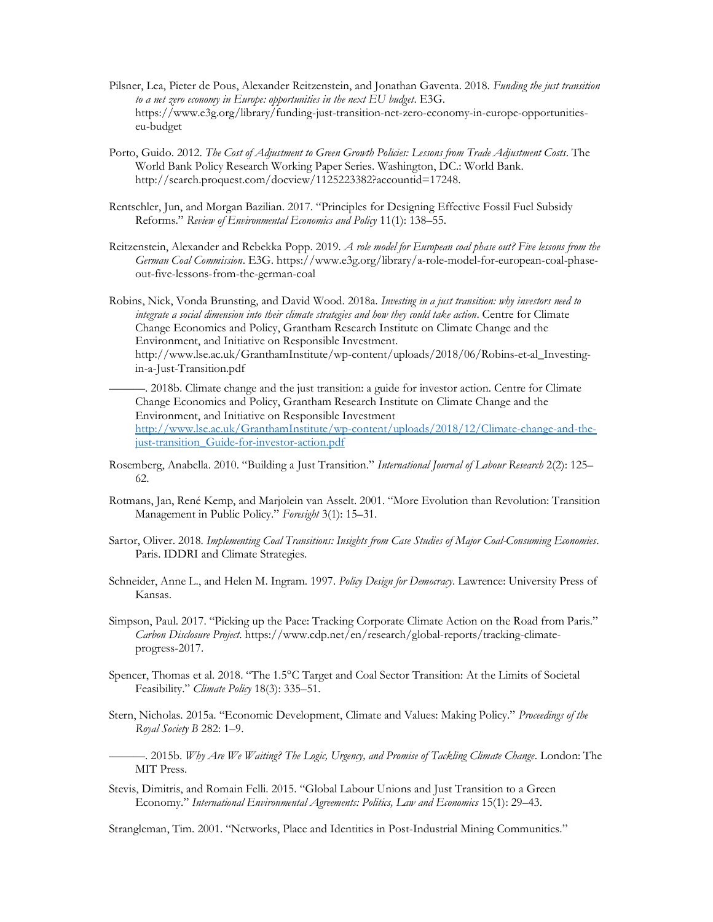Pilsner, Lea, Pieter de Pous, Alexander Reitzenstein, and Jonathan Gaventa. 2018. *Funding the just transition to a net zero economy in Europe: opportunities in the next EU budget*. E3G. https://www.e3g.org/library/funding-just-transition-net-zero-economy-in-europe-opportunities-eu-budget

Porto, Guido. 2012. *The Cost of Adjustment to Green Growth Policies: Lessons from Trade Adjustment Costs*. The World Bank Policy Research Working Paper Series. Washington, DC.: World Bank. http://search.proquest.com/docview/1125223382?accountid=17248.

Rentschler, Jun, and Morgan Bazilian. 2017. "Principles for Designing Effective Fossil Fuel Subsidy Reforms." *Review of Environmental Economics and Policy* 11(1): 138–55.

Reitzenstein, Alexander and Rebekka Popp. 2019. *A role model for European coal phase out? Five lessons from the German Coal Commission*. E3G. https://www.e3g.org/library/a-role-model-for-european-coal-phase-out-five-lessons-from-the-german-coal

Robins, Nick, Vonda Brunsting, and David Wood. 2018a. *Investing in a just transition: why investors need to integrate a social dimension into their climate strategies and how they could take action*. Centre for Climate Change Economics and Policy, Grantham Research Institute on Climate Change and the Environment, and Initiative on Responsible Investment. http://www.lse.ac.uk/GranthamInstitute/wp-content/uploads/2018/06/Robins-et-al_Investing-in-a-Just-Transition.pdf

———. 2018b. Climate change and the just transition: a guide for investor action. Centre for Climate Change Economics and Policy, Grantham Research Institute on Climate Change and the Environment, and Initiative on Responsible Investment http://www.lse.ac.uk/GranthamInstitute/wp-content/uploads/2018/12/Climate-change-and-the-just-transition_Guide-for-investor-action.pdf

Rosemberg, Anabella. 2010. "Building a Just Transition." *International Journal of Labour Research* 2(2): 125–62.

Rotmans, Jan, René Kemp, and Marjolein van Asselt. 2001. "More Evolution than Revolution: Transition Management in Public Policy." *Foresight* 3(1): 15–31.

Sartor, Oliver. 2018. *Implementing Coal Transitions: Insights from Case Studies of Major Coal-Consuming Economies*. Paris. IDDRI and Climate Strategies.

Schneider, Anne L., and Helen M. Ingram. 1997. *Policy Design for Democracy*. Lawrence: University Press of Kansas.

Simpson, Paul. 2017. "Picking up the Pace: Tracking Corporate Climate Action on the Road from Paris." *Carbon Disclosure Project*. https://www.cdp.net/en/research/global-reports/tracking-climate-progress-2017.

Spencer, Thomas et al. 2018. "The 1.5°C Target and Coal Sector Transition: At the Limits of Societal Feasibility." *Climate Policy* 18(3): 335–51.

Stern, Nicholas. 2015a. "Economic Development, Climate and Values: Making Policy." *Proceedings of the Royal Society B* 282: 1–9.

———. 2015b. *Why Are We Waiting? The Logic, Urgency, and Promise of Tackling Climate Change*. London: The MIT Press.

Stevis, Dimitris, and Romain Felli. 2015. "Global Labour Unions and Just Transition to a Green Economy." *International Environmental Agreements: Politics, Law and Economics* 15(1): 29–43.

Strangleman, Tim. 2001. "Networks, Place and Identities in Post-Industrial Mining Communities."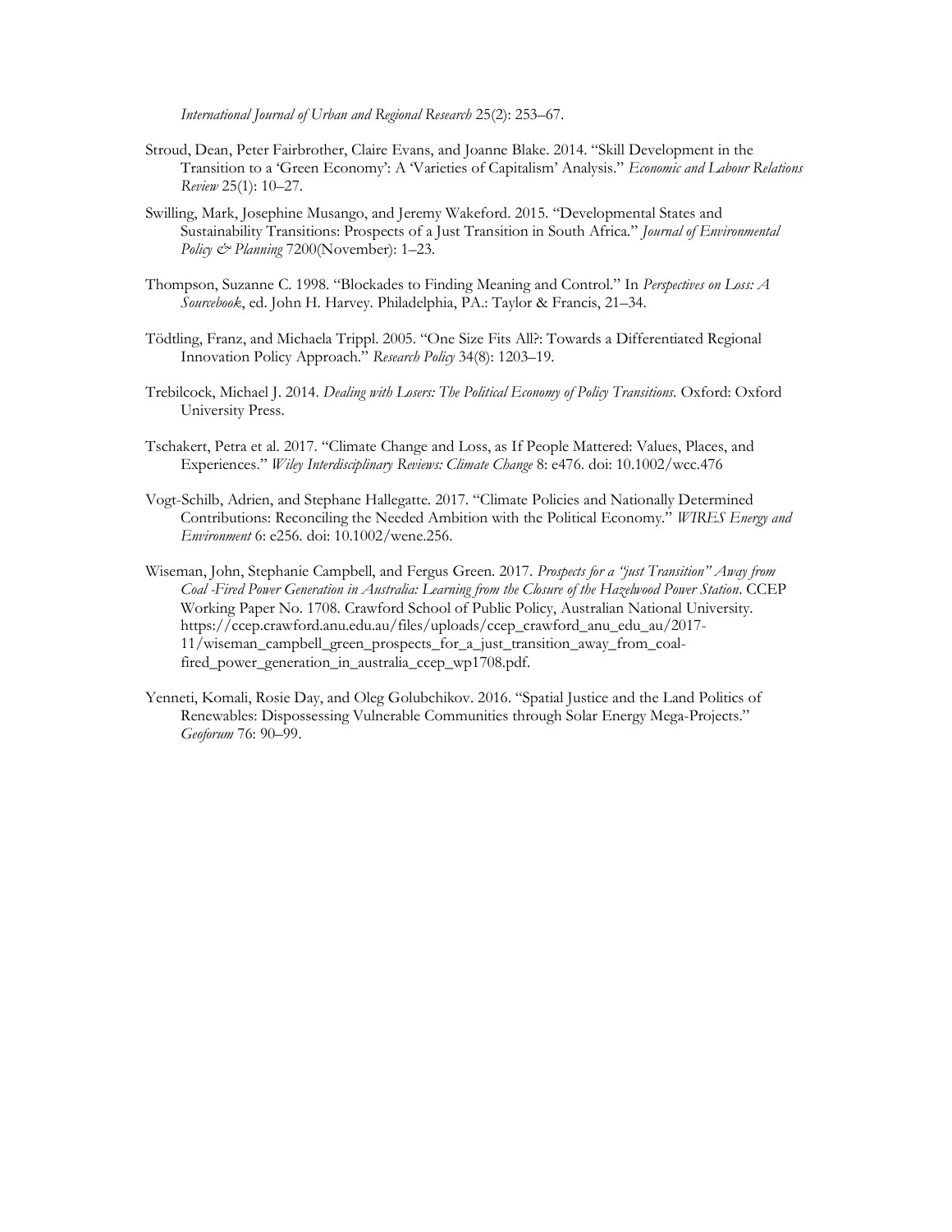*International Journal of Urban and Regional Research* 25(2): 253–67.

Stroud, Dean, Peter Fairbrother, Claire Evans, and Joanne Blake. 2014. "Skill Development in the Transition to a 'Green Economy': A 'Varieties of Capitalism' Analysis." *Economic and Labour Relations Review* 25(1): 10–27.

Swilling, Mark, Josephine Musango, and Jeremy Wakeford. 2015. "Developmental States and Sustainability Transitions: Prospects of a Just Transition in South Africa." *Journal of Environmental Policy & Planning* 7200(November): 1–23.

Thompson, Suzanne C. 1998. "Blockades to Finding Meaning and Control." In *Perspectives on Loss: A Sourcebook*, ed. John H. Harvey. Philadelphia, PA.: Taylor & Francis, 21–34.

Tödtling, Franz, and Michaela Trippl. 2005. "One Size Fits All?: Towards a Differentiated Regional Innovation Policy Approach." *Research Policy* 34(8): 1203–19.

Trebilcock, Michael J. 2014. *Dealing with Losers: The Political Economy of Policy Transitions*. Oxford: Oxford University Press.

Tschakert, Petra et al. 2017. "Climate Change and Loss, as If People Mattered: Values, Places, and Experiences." *Wiley Interdisciplinary Reviews: Climate Change* 8: e476. doi: 10.1002/wcc.476

Vogt-Schilb, Adrien, and Stephane Hallegatte. 2017. "Climate Policies and Nationally Determined Contributions: Reconciling the Needed Ambition with the Political Economy." *WIRES Energy and Environment* 6: e256. doi: 10.1002/wene.256.

Wiseman, John, Stephanie Campbell, and Fergus Green. 2017. *Prospects for a "Just Transition" Away from Coal -Fired Power Generation in Australia: Learning from the Closure of the Hazelwood Power Station*. CCEP Working Paper No. 1708. Crawford School of Public Policy, Australian National University. https://ccep.crawford.anu.edu.au/files/uploads/ccep_crawford_anu_edu_au/2017-11/wiseman_campbell_green_prospects_for_a_just_transition_away_from_coal-fired_power_generation_in_australia_ccep_wp1708.pdf.

Yenneti, Komali, Rosie Day, and Oleg Golubchikov. 2016. "Spatial Justice and the Land Politics of Renewables: Dispossessing Vulnerable Communities through Solar Energy Mega-Projects." *Geoforum* 76: 90–99.